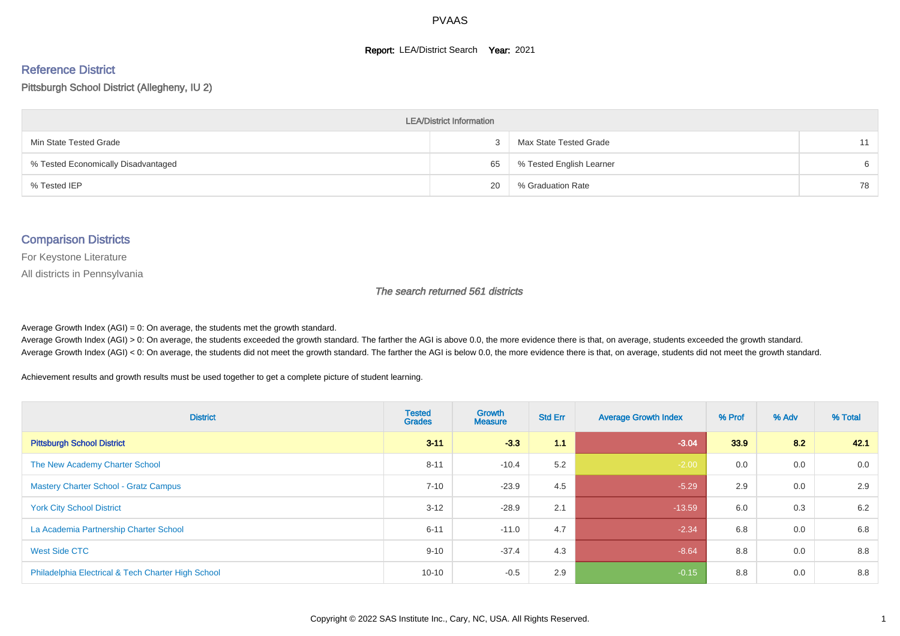PVAAS

**Report:** LEA/District Search **Year:** 2021

## Reference District

Pittsburgh School District (Allegheny, IU 2)

| LEA/District Information | | | |
|---|---|---|---|
| Min State Tested Grade | 3 | Max State Tested Grade | 11 |
| % Tested Economically Disadvantaged | 65 | % Tested English Learner | 6 |
| % Tested IEP | 20 | % Graduation Rate | 78 |

## Comparison Districts

For Keystone Literature

All districts in Pennsylvania

*The search returned 561 districts*

Average Growth Index (AGI) = 0: On average, the students met the growth standard.
Average Growth Index (AGI) > 0: On average, the students exceeded the growth standard. The farther the AGI is above 0.0, the more evidence there is that, on average, students exceeded the growth standard.
Average Growth Index (AGI) < 0: On average, the students did not meet the growth standard. The farther the AGI is below 0.0, the more evidence there is that, on average, students did not meet the growth standard.

Achievement results and growth results must be used together to get a complete picture of student learning.

| District | Tested Grades | Growth Measure | Std Err | Average Growth Index | % Prof | % Adv | % Total |
|---|---|---|---|---|---|---|---|
| **Pittsburgh School District** | **3-11** | **-3.3** | **1.1** | **-3.04** | **33.9** | **8.2** | **42.1** |
| The New Academy Charter School | 8-11 | -10.4 | 5.2 | -2.00 | 0.0 | 0.0 | 0.0 |
| Mastery Charter School - Gratz Campus | 7-10 | -23.9 | 4.5 | -5.29 | 2.9 | 0.0 | 2.9 |
| York City School District | 3-12 | -28.9 | 2.1 | -13.59 | 6.0 | 0.3 | 6.2 |
| La Academia Partnership Charter School | 6-11 | -11.0 | 4.7 | -2.34 | 6.8 | 0.0 | 6.8 |
| West Side CTC | 9-10 | -37.4 | 4.3 | -8.64 | 8.8 | 0.0 | 8.8 |
| Philadelphia Electrical & Tech Charter High School | 10-10 | -0.5 | 2.9 | -0.15 | 8.8 | 0.0 | 8.8 |

Copyright © 2022 SAS Institute Inc., Cary, NC, USA. All Rights Reserved.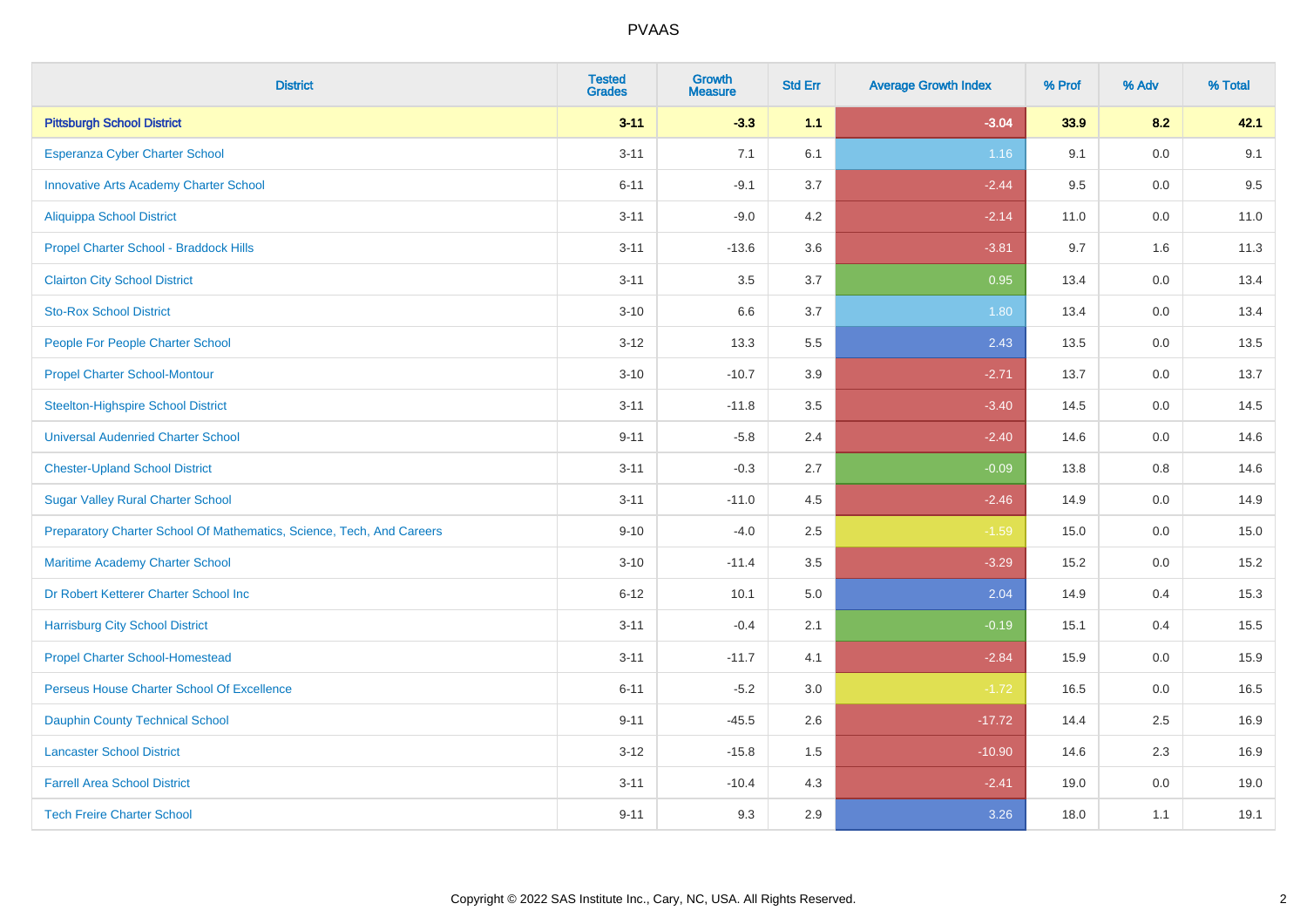# PVAAS

| District | Tested Grades | Growth Measure | Std Err | Average Growth Index | % Prof | % Adv | % Total |
|---|---|---|---|---|---|---|---|
| **Pittsburgh School District** | **3-11** | **-3.3** | **1.1** | **-3.04** | **33.9** | **8.2** | **42.1** |
| Esperanza Cyber Charter School | 3-11 | 7.1 | 6.1 | 1.16 | 9.1 | 0.0 | 9.1 |
| Innovative Arts Academy Charter School | 6-11 | -9.1 | 3.7 | -2.44 | 9.5 | 0.0 | 9.5 |
| Aliquippa School District | 3-11 | -9.0 | 4.2 | -2.14 | 11.0 | 0.0 | 11.0 |
| Propel Charter School - Braddock Hills | 3-11 | -13.6 | 3.6 | -3.81 | 9.7 | 1.6 | 11.3 |
| Clairton City School District | 3-11 | 3.5 | 3.7 | 0.95 | 13.4 | 0.0 | 13.4 |
| Sto-Rox School District | 3-10 | 6.6 | 3.7 | 1.80 | 13.4 | 0.0 | 13.4 |
| People For People Charter School | 3-12 | 13.3 | 5.5 | 2.43 | 13.5 | 0.0 | 13.5 |
| Propel Charter School-Montour | 3-10 | -10.7 | 3.9 | -2.71 | 13.7 | 0.0 | 13.7 |
| Steelton-Highspire School District | 3-11 | -11.8 | 3.5 | -3.40 | 14.5 | 0.0 | 14.5 |
| Universal Audenried Charter School | 9-11 | -5.8 | 2.4 | -2.40 | 14.6 | 0.0 | 14.6 |
| Chester-Upland School District | 3-11 | -0.3 | 2.7 | -0.09 | 13.8 | 0.8 | 14.6 |
| Sugar Valley Rural Charter School | 3-11 | -11.0 | 4.5 | -2.46 | 14.9 | 0.0 | 14.9 |
| Preparatory Charter School Of Mathematics, Science, Tech, And Careers | 9-10 | -4.0 | 2.5 | -1.59 | 15.0 | 0.0 | 15.0 |
| Maritime Academy Charter School | 3-10 | -11.4 | 3.5 | -3.29 | 15.2 | 0.0 | 15.2 |
| Dr Robert Ketterer Charter School Inc | 6-12 | 10.1 | 5.0 | 2.04 | 14.9 | 0.4 | 15.3 |
| Harrisburg City School District | 3-11 | -0.4 | 2.1 | -0.19 | 15.1 | 0.4 | 15.5 |
| Propel Charter School-Homestead | 3-11 | -11.7 | 4.1 | -2.84 | 15.9 | 0.0 | 15.9 |
| Perseus House Charter School Of Excellence | 6-11 | -5.2 | 3.0 | -1.72 | 16.5 | 0.0 | 16.5 |
| Dauphin County Technical School | 9-11 | -45.5 | 2.6 | -17.72 | 14.4 | 2.5 | 16.9 |
| Lancaster School District | 3-12 | -15.8 | 1.5 | -10.90 | 14.6 | 2.3 | 16.9 |
| Farrell Area School District | 3-11 | -10.4 | 4.3 | -2.41 | 19.0 | 0.0 | 19.0 |
| Tech Freire Charter School | 9-11 | 9.3 | 2.9 | 3.26 | 18.0 | 1.1 | 19.1 |

Copyright © 2022 SAS Institute Inc., Cary, NC, USA. All Rights Reserved.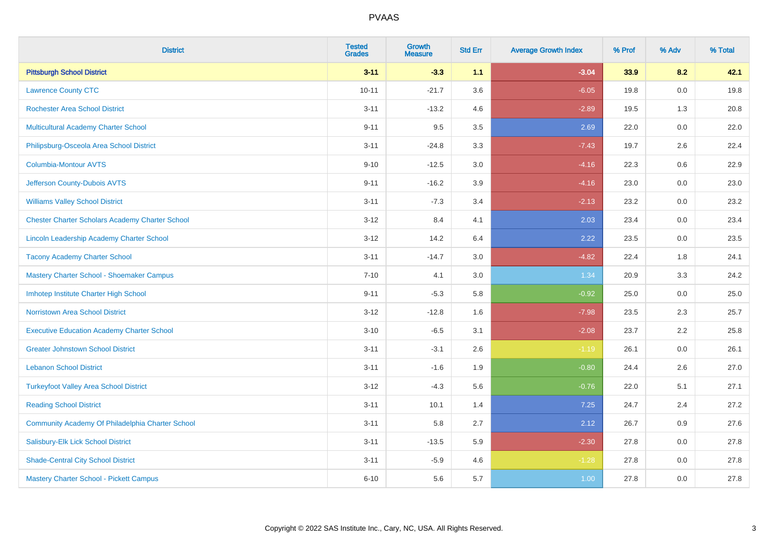# PVAAS

| District | Tested Grades | Growth Measure | Std Err | Average Growth Index | % Prof | % Adv | % Total |
|---|---|---|---|---|---|---|---|
| **Pittsburgh School District** | **3-11** | **-3.3** | **1.1** | **-3.04** | **33.9** | **8.2** | **42.1** |
| Lawrence County CTC | 10-11 | -21.7 | 3.6 | -6.05 | 19.8 | 0.0 | 19.8 |
| Rochester Area School District | 3-11 | -13.2 | 4.6 | -2.89 | 19.5 | 1.3 | 20.8 |
| Multicultural Academy Charter School | 9-11 | 9.5 | 3.5 | 2.69 | 22.0 | 0.0 | 22.0 |
| Philipsburg-Osceola Area School District | 3-11 | -24.8 | 3.3 | -7.43 | 19.7 | 2.6 | 22.4 |
| Columbia-Montour AVTS | 9-10 | -12.5 | 3.0 | -4.16 | 22.3 | 0.6 | 22.9 |
| Jefferson County-Dubois AVTS | 9-11 | -16.2 | 3.9 | -4.16 | 23.0 | 0.0 | 23.0 |
| Williams Valley School District | 3-11 | -7.3 | 3.4 | -2.13 | 23.2 | 0.0 | 23.2 |
| Chester Charter Scholars Academy Charter School | 3-12 | 8.4 | 4.1 | 2.03 | 23.4 | 0.0 | 23.4 |
| Lincoln Leadership Academy Charter School | 3-12 | 14.2 | 6.4 | 2.22 | 23.5 | 0.0 | 23.5 |
| Tacony Academy Charter School | 3-11 | -14.7 | 3.0 | -4.82 | 22.4 | 1.8 | 24.1 |
| Mastery Charter School - Shoemaker Campus | 7-10 | 4.1 | 3.0 | 1.34 | 20.9 | 3.3 | 24.2 |
| Imhotep Institute Charter High School | 9-11 | -5.3 | 5.8 | -0.92 | 25.0 | 0.0 | 25.0 |
| Norristown Area School District | 3-12 | -12.8 | 1.6 | -7.98 | 23.5 | 2.3 | 25.7 |
| Executive Education Academy Charter School | 3-10 | -6.5 | 3.1 | -2.08 | 23.7 | 2.2 | 25.8 |
| Greater Johnstown School District | 3-11 | -3.1 | 2.6 | -1.19 | 26.1 | 0.0 | 26.1 |
| Lebanon School District | 3-11 | -1.6 | 1.9 | -0.80 | 24.4 | 2.6 | 27.0 |
| Turkeyfoot Valley Area School District | 3-12 | -4.3 | 5.6 | -0.76 | 22.0 | 5.1 | 27.1 |
| Reading School District | 3-11 | 10.1 | 1.4 | 7.25 | 24.7 | 2.4 | 27.2 |
| Community Academy Of Philadelphia Charter School | 3-11 | 5.8 | 2.7 | 2.12 | 26.7 | 0.9 | 27.6 |
| Salisbury-Elk Lick School District | 3-11 | -13.5 | 5.9 | -2.30 | 27.8 | 0.0 | 27.8 |
| Shade-Central City School District | 3-11 | -5.9 | 4.6 | -1.28 | 27.8 | 0.0 | 27.8 |
| Mastery Charter School - Pickett Campus | 6-10 | 5.6 | 5.7 | 1.00 | 27.8 | 0.0 | 27.8 |

Copyright © 2022 SAS Institute Inc., Cary, NC, USA. All Rights Reserved.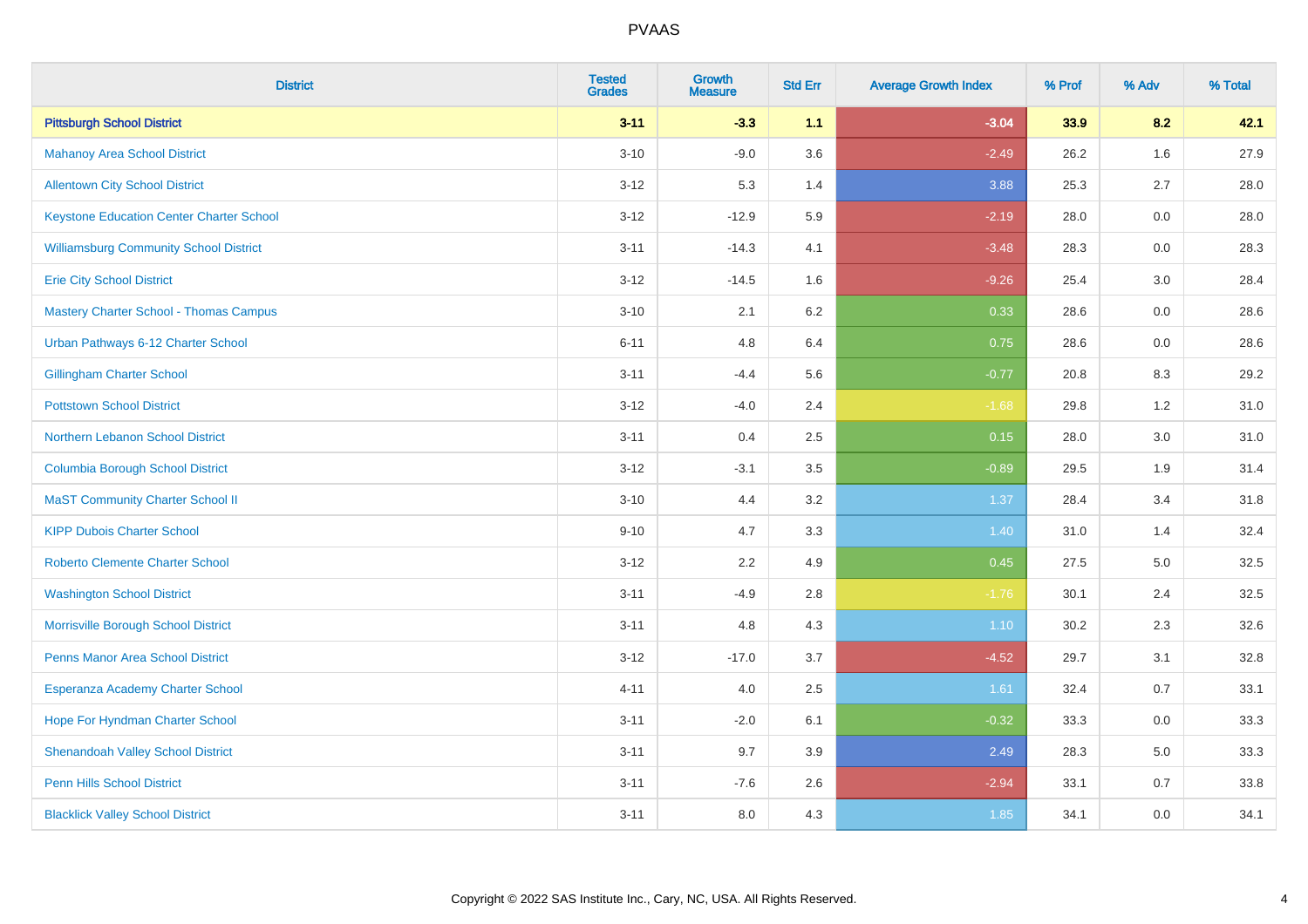# PVAAS

| District | Tested Grades | Growth Measure | Std Err | Average Growth Index | % Prof | % Adv | % Total |
|---|---|---|---|---|---|---|---|
| **Pittsburgh School District** | **3-11** | **-3.3** | **1.1** | **-3.04** | **33.9** | **8.2** | **42.1** |
| Mahanoy Area School District | 3-10 | -9.0 | 3.6 | -2.49 | 26.2 | 1.6 | 27.9 |
| Allentown City School District | 3-12 | 5.3 | 1.4 | 3.88 | 25.3 | 2.7 | 28.0 |
| Keystone Education Center Charter School | 3-12 | -12.9 | 5.9 | -2.19 | 28.0 | 0.0 | 28.0 |
| Williamsburg Community School District | 3-11 | -14.3 | 4.1 | -3.48 | 28.3 | 0.0 | 28.3 |
| Erie City School District | 3-12 | -14.5 | 1.6 | -9.26 | 25.4 | 3.0 | 28.4 |
| Mastery Charter School - Thomas Campus | 3-10 | 2.1 | 6.2 | 0.33 | 28.6 | 0.0 | 28.6 |
| Urban Pathways 6-12 Charter School | 6-11 | 4.8 | 6.4 | 0.75 | 28.6 | 0.0 | 28.6 |
| Gillingham Charter School | 3-11 | -4.4 | 5.6 | -0.77 | 20.8 | 8.3 | 29.2 |
| Pottstown School District | 3-12 | -4.0 | 2.4 | -1.68 | 29.8 | 1.2 | 31.0 |
| Northern Lebanon School District | 3-11 | 0.4 | 2.5 | 0.15 | 28.0 | 3.0 | 31.0 |
| Columbia Borough School District | 3-12 | -3.1 | 3.5 | -0.89 | 29.5 | 1.9 | 31.4 |
| MaST Community Charter School II | 3-10 | 4.4 | 3.2 | 1.37 | 28.4 | 3.4 | 31.8 |
| KIPP Dubois Charter School | 9-10 | 4.7 | 3.3 | 1.40 | 31.0 | 1.4 | 32.4 |
| Roberto Clemente Charter School | 3-12 | 2.2 | 4.9 | 0.45 | 27.5 | 5.0 | 32.5 |
| Washington School District | 3-11 | -4.9 | 2.8 | -1.76 | 30.1 | 2.4 | 32.5 |
| Morrisville Borough School District | 3-11 | 4.8 | 4.3 | 1.10 | 30.2 | 2.3 | 32.6 |
| Penns Manor Area School District | 3-12 | -17.0 | 3.7 | -4.52 | 29.7 | 3.1 | 32.8 |
| Esperanza Academy Charter School | 4-11 | 4.0 | 2.5 | 1.61 | 32.4 | 0.7 | 33.1 |
| Hope For Hyndman Charter School | 3-11 | -2.0 | 6.1 | -0.32 | 33.3 | 0.0 | 33.3 |
| Shenandoah Valley School District | 3-11 | 9.7 | 3.9 | 2.49 | 28.3 | 5.0 | 33.3 |
| Penn Hills School District | 3-11 | -7.6 | 2.6 | -2.94 | 33.1 | 0.7 | 33.8 |
| Blacklick Valley School District | 3-11 | 8.0 | 4.3 | 1.85 | 34.1 | 0.0 | 34.1 |

Copyright © 2022 SAS Institute Inc., Cary, NC, USA. All Rights Reserved.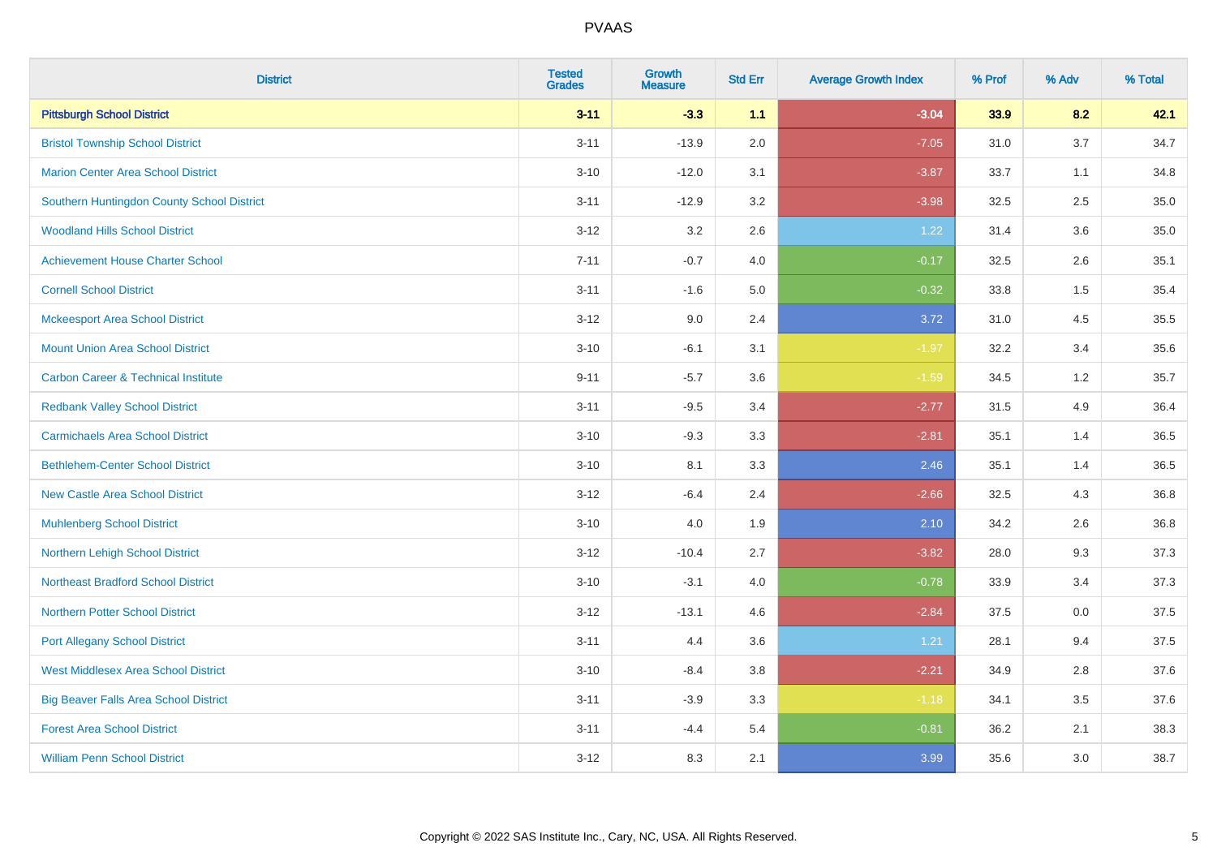# PVAAS

| District | Tested Grades | Growth Measure | Std Err | Average Growth Index | % Prof | % Adv | % Total |
|---|---|---|---|---|---|---|---|
| **Pittsburgh School District** | **3-11** | **-3.3** | **1.1** | **-3.04** | **33.9** | **8.2** | **42.1** |
| Bristol Township School District | 3-11 | -13.9 | 2.0 | -7.05 | 31.0 | 3.7 | 34.7 |
| Marion Center Area School District | 3-10 | -12.0 | 3.1 | -3.87 | 33.7 | 1.1 | 34.8 |
| Southern Huntingdon County School District | 3-11 | -12.9 | 3.2 | -3.98 | 32.5 | 2.5 | 35.0 |
| Woodland Hills School District | 3-12 | 3.2 | 2.6 | 1.22 | 31.4 | 3.6 | 35.0 |
| Achievement House Charter School | 7-11 | -0.7 | 4.0 | -0.17 | 32.5 | 2.6 | 35.1 |
| Cornell School District | 3-11 | -1.6 | 5.0 | -0.32 | 33.8 | 1.5 | 35.4 |
| Mckeesport Area School District | 3-12 | 9.0 | 2.4 | 3.72 | 31.0 | 4.5 | 35.5 |
| Mount Union Area School District | 3-10 | -6.1 | 3.1 | -1.97 | 32.2 | 3.4 | 35.6 |
| Carbon Career & Technical Institute | 9-11 | -5.7 | 3.6 | -1.59 | 34.5 | 1.2 | 35.7 |
| Redbank Valley School District | 3-11 | -9.5 | 3.4 | -2.77 | 31.5 | 4.9 | 36.4 |
| Carmichaels Area School District | 3-10 | -9.3 | 3.3 | -2.81 | 35.1 | 1.4 | 36.5 |
| Bethlehem-Center School District | 3-10 | 8.1 | 3.3 | 2.46 | 35.1 | 1.4 | 36.5 |
| New Castle Area School District | 3-12 | -6.4 | 2.4 | -2.66 | 32.5 | 4.3 | 36.8 |
| Muhlenberg School District | 3-10 | 4.0 | 1.9 | 2.10 | 34.2 | 2.6 | 36.8 |
| Northern Lehigh School District | 3-12 | -10.4 | 2.7 | -3.82 | 28.0 | 9.3 | 37.3 |
| Northeast Bradford School District | 3-10 | -3.1 | 4.0 | -0.78 | 33.9 | 3.4 | 37.3 |
| Northern Potter School District | 3-12 | -13.1 | 4.6 | -2.84 | 37.5 | 0.0 | 37.5 |
| Port Allegany School District | 3-11 | 4.4 | 3.6 | 1.21 | 28.1 | 9.4 | 37.5 |
| West Middlesex Area School District | 3-10 | -8.4 | 3.8 | -2.21 | 34.9 | 2.8 | 37.6 |
| Big Beaver Falls Area School District | 3-11 | -3.9 | 3.3 | -1.18 | 34.1 | 3.5 | 37.6 |
| Forest Area School District | 3-11 | -4.4 | 5.4 | -0.81 | 36.2 | 2.1 | 38.3 |
| William Penn School District | 3-12 | 8.3 | 2.1 | 3.99 | 35.6 | 3.0 | 38.7 |

Copyright © 2022 SAS Institute Inc., Cary, NC, USA. All Rights Reserved.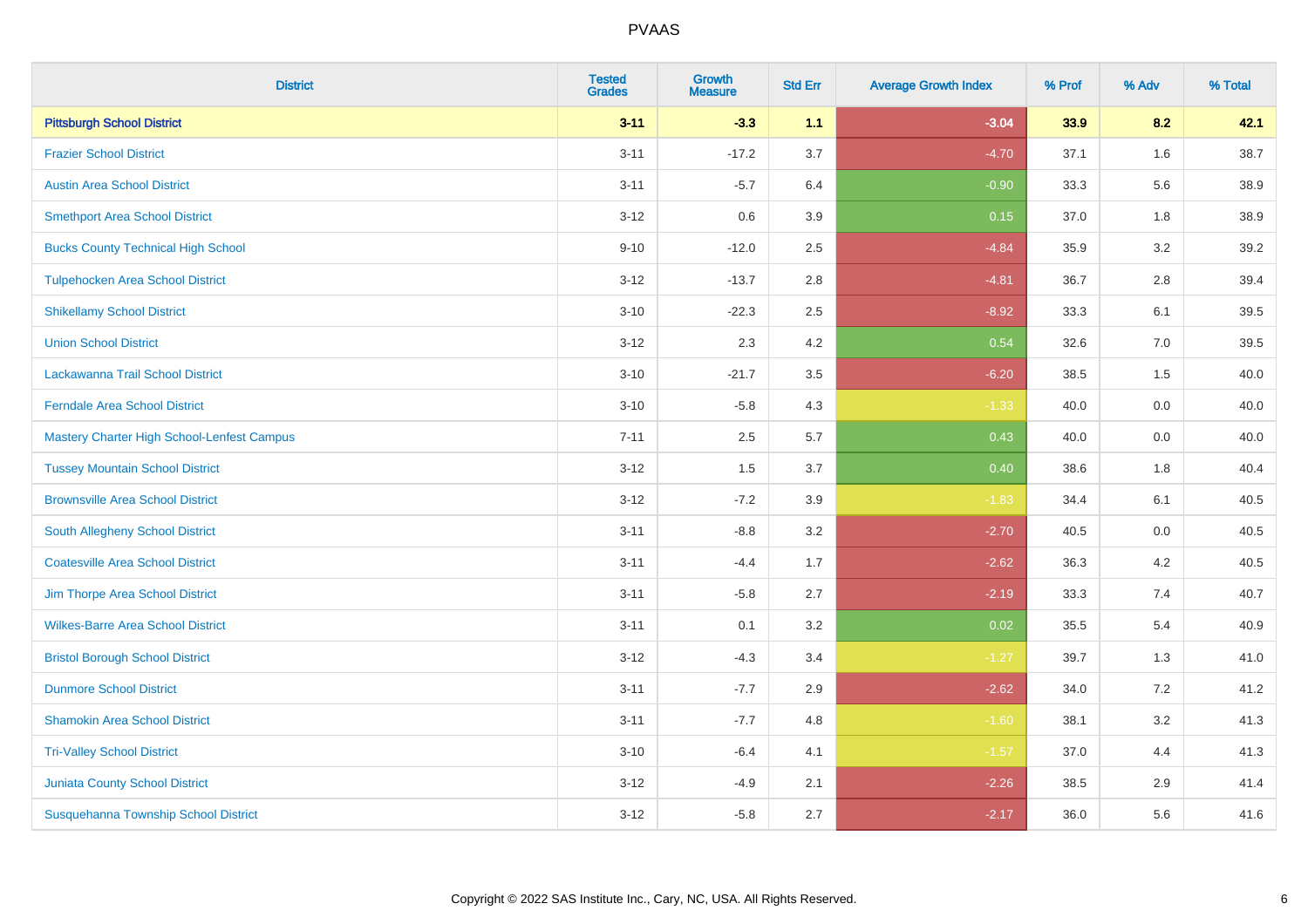| District | Tested Grades | Growth Measure | Std Err | Average Growth Index | % Prof | % Adv | % Total |
|---|---|---|---|---|---|---|---|
| **Pittsburgh School District** | **3-11** | **-3.3** | **1.1** | **-3.04** | **33.9** | **8.2** | **42.1** |
| Frazier School District | 3-11 | -17.2 | 3.7 | -4.70 | 37.1 | 1.6 | 38.7 |
| Austin Area School District | 3-11 | -5.7 | 6.4 | -0.90 | 33.3 | 5.6 | 38.9 |
| Smethport Area School District | 3-12 | 0.6 | 3.9 | 0.15 | 37.0 | 1.8 | 38.9 |
| Bucks County Technical High School | 9-10 | -12.0 | 2.5 | -4.84 | 35.9 | 3.2 | 39.2 |
| Tulpehocken Area School District | 3-12 | -13.7 | 2.8 | -4.81 | 36.7 | 2.8 | 39.4 |
| Shikellamy School District | 3-10 | -22.3 | 2.5 | -8.92 | 33.3 | 6.1 | 39.5 |
| Union School District | 3-12 | 2.3 | 4.2 | 0.54 | 32.6 | 7.0 | 39.5 |
| Lackawanna Trail School District | 3-10 | -21.7 | 3.5 | -6.20 | 38.5 | 1.5 | 40.0 |
| Ferndale Area School District | 3-10 | -5.8 | 4.3 | -1.33 | 40.0 | 0.0 | 40.0 |
| Mastery Charter High School-Lenfest Campus | 7-11 | 2.5 | 5.7 | 0.43 | 40.0 | 0.0 | 40.0 |
| Tussey Mountain School District | 3-12 | 1.5 | 3.7 | 0.40 | 38.6 | 1.8 | 40.4 |
| Brownsville Area School District | 3-12 | -7.2 | 3.9 | -1.83 | 34.4 | 6.1 | 40.5 |
| South Allegheny School District | 3-11 | -8.8 | 3.2 | -2.70 | 40.5 | 0.0 | 40.5 |
| Coatesville Area School District | 3-11 | -4.4 | 1.7 | -2.62 | 36.3 | 4.2 | 40.5 |
| Jim Thorpe Area School District | 3-11 | -5.8 | 2.7 | -2.19 | 33.3 | 7.4 | 40.7 |
| Wilkes-Barre Area School District | 3-11 | 0.1 | 3.2 | 0.02 | 35.5 | 5.4 | 40.9 |
| Bristol Borough School District | 3-12 | -4.3 | 3.4 | -1.27 | 39.7 | 1.3 | 41.0 |
| Dunmore School District | 3-11 | -7.7 | 2.9 | -2.62 | 34.0 | 7.2 | 41.2 |
| Shamokin Area School District | 3-11 | -7.7 | 4.8 | -1.60 | 38.1 | 3.2 | 41.3 |
| Tri-Valley School District | 3-10 | -6.4 | 4.1 | -1.57 | 37.0 | 4.4 | 41.3 |
| Juniata County School District | 3-12 | -4.9 | 2.1 | -2.26 | 38.5 | 2.9 | 41.4 |
| Susquehanna Township School District | 3-12 | -5.8 | 2.7 | -2.17 | 36.0 | 5.6 | 41.6 |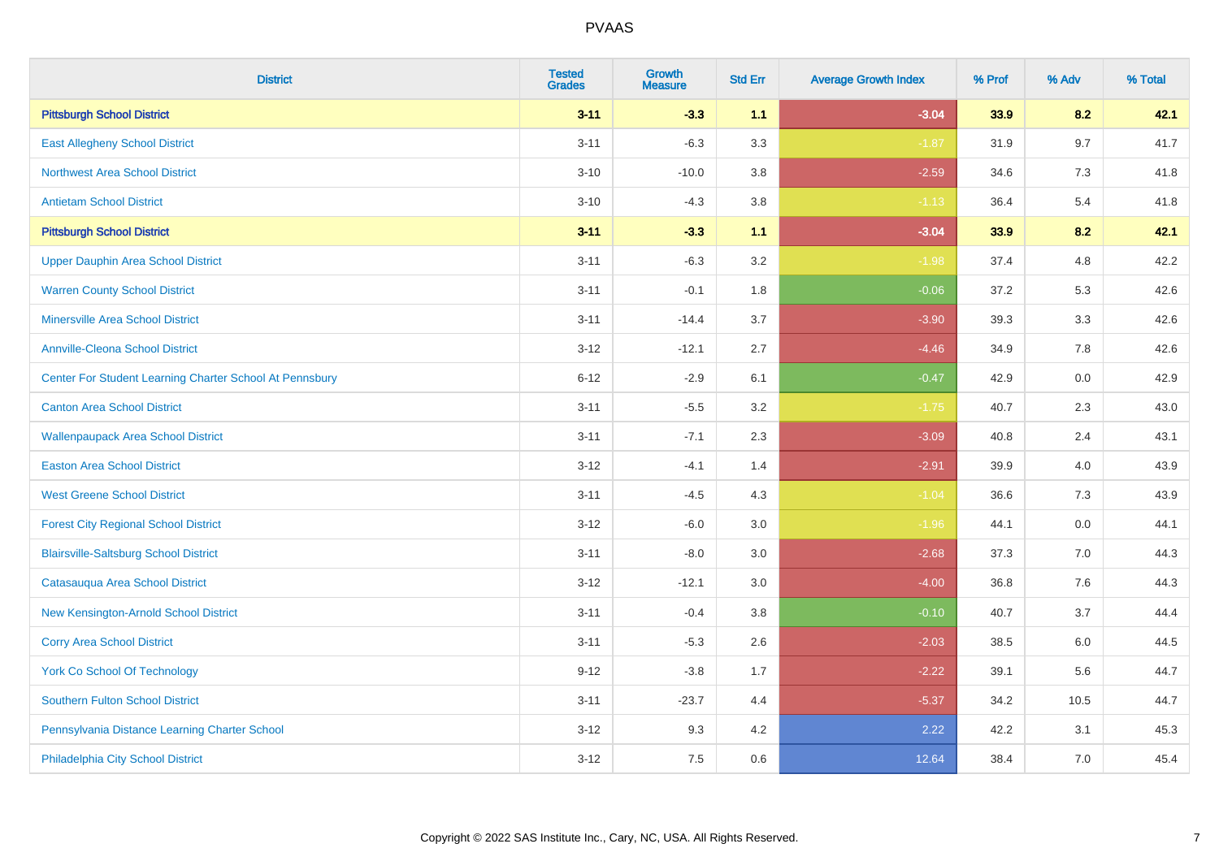# PVAAS

| District | Tested Grades | Growth Measure | Std Err | Average Growth Index | % Prof | % Adv | % Total |
|---|---|---|---|---|---|---|---|
| **Pittsburgh School District** | **3-11** | **-3.3** | **1.1** | **-3.04** | **33.9** | **8.2** | **42.1** |
| East Allegheny School District | 3-11 | -6.3 | 3.3 | -1.87 | 31.9 | 9.7 | 41.7 |
| Northwest Area School District | 3-10 | -10.0 | 3.8 | -2.59 | 34.6 | 7.3 | 41.8 |
| Antietam School District | 3-10 | -4.3 | 3.8 | -1.13 | 36.4 | 5.4 | 41.8 |
| **Pittsburgh School District** | **3-11** | **-3.3** | **1.1** | **-3.04** | **33.9** | **8.2** | **42.1** |
| Upper Dauphin Area School District | 3-11 | -6.3 | 3.2 | -1.98 | 37.4 | 4.8 | 42.2 |
| Warren County School District | 3-11 | -0.1 | 1.8 | -0.06 | 37.2 | 5.3 | 42.6 |
| Minersville Area School District | 3-11 | -14.4 | 3.7 | -3.90 | 39.3 | 3.3 | 42.6 |
| Annville-Cleona School District | 3-12 | -12.1 | 2.7 | -4.46 | 34.9 | 7.8 | 42.6 |
| Center For Student Learning Charter School At Pennsbury | 6-12 | -2.9 | 6.1 | -0.47 | 42.9 | 0.0 | 42.9 |
| Canton Area School District | 3-11 | -5.5 | 3.2 | -1.75 | 40.7 | 2.3 | 43.0 |
| Wallenpaupack Area School District | 3-11 | -7.1 | 2.3 | -3.09 | 40.8 | 2.4 | 43.1 |
| Easton Area School District | 3-12 | -4.1 | 1.4 | -2.91 | 39.9 | 4.0 | 43.9 |
| West Greene School District | 3-11 | -4.5 | 4.3 | -1.04 | 36.6 | 7.3 | 43.9 |
| Forest City Regional School District | 3-12 | -6.0 | 3.0 | -1.96 | 44.1 | 0.0 | 44.1 |
| Blairsville-Saltsburg School District | 3-11 | -8.0 | 3.0 | -2.68 | 37.3 | 7.0 | 44.3 |
| Catasauqua Area School District | 3-12 | -12.1 | 3.0 | -4.00 | 36.8 | 7.6 | 44.3 |
| New Kensington-Arnold School District | 3-11 | -0.4 | 3.8 | -0.10 | 40.7 | 3.7 | 44.4 |
| Corry Area School District | 3-11 | -5.3 | 2.6 | -2.03 | 38.5 | 6.0 | 44.5 |
| York Co School Of Technology | 9-12 | -3.8 | 1.7 | -2.22 | 39.1 | 5.6 | 44.7 |
| Southern Fulton School District | 3-11 | -23.7 | 4.4 | -5.37 | 34.2 | 10.5 | 44.7 |
| Pennsylvania Distance Learning Charter School | 3-12 | 9.3 | 4.2 | 2.22 | 42.2 | 3.1 | 45.3 |
| Philadelphia City School District | 3-12 | 7.5 | 0.6 | 12.64 | 38.4 | 7.0 | 45.4 |

Copyright © 2022 SAS Institute Inc., Cary, NC, USA. All Rights Reserved.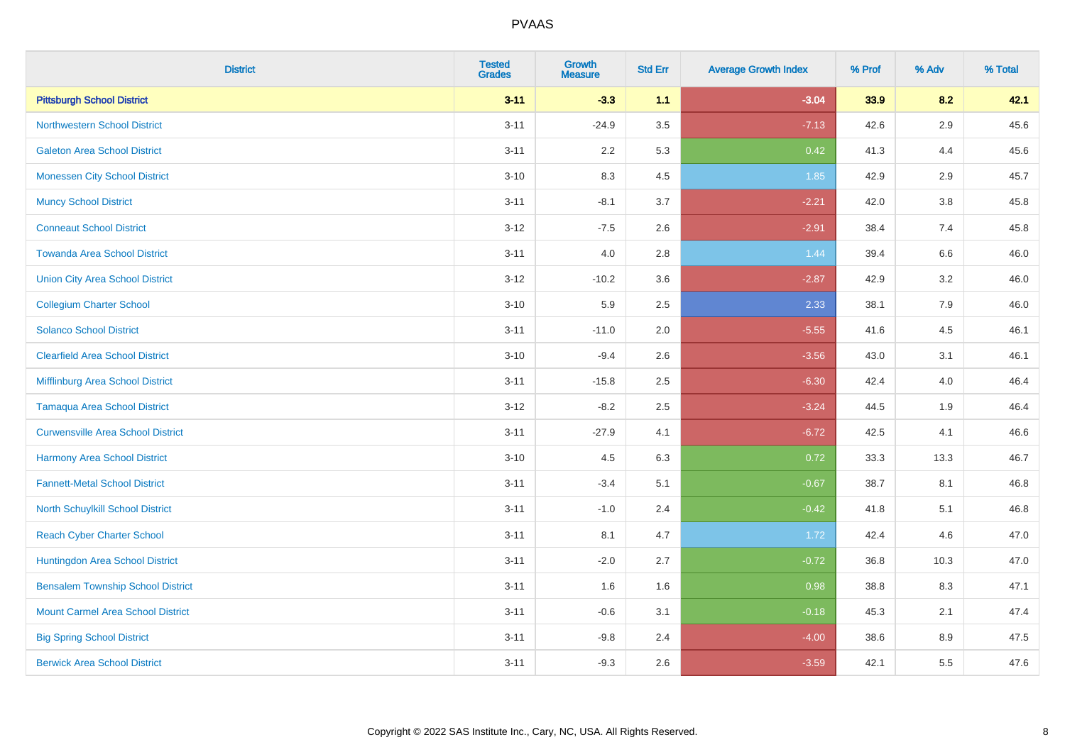# PVAAS

| District | Tested Grades | Growth Measure | Std Err | Average Growth Index | % Prof | % Adv | % Total |
|---|---|---|---|---|---|---|---|
| **Pittsburgh School District** | **3-11** | **-3.3** | **1.1** | **-3.04** | **33.9** | **8.2** | **42.1** |
| Northwestern School District | 3-11 | -24.9 | 3.5 | -7.13 | 42.6 | 2.9 | 45.6 |
| Galeton Area School District | 3-11 | 2.2 | 5.3 | 0.42 | 41.3 | 4.4 | 45.6 |
| Monessen City School District | 3-10 | 8.3 | 4.5 | 1.85 | 42.9 | 2.9 | 45.7 |
| Muncy School District | 3-11 | -8.1 | 3.7 | -2.21 | 42.0 | 3.8 | 45.8 |
| Conneaut School District | 3-12 | -7.5 | 2.6 | -2.91 | 38.4 | 7.4 | 45.8 |
| Towanda Area School District | 3-11 | 4.0 | 2.8 | 1.44 | 39.4 | 6.6 | 46.0 |
| Union City Area School District | 3-12 | -10.2 | 3.6 | -2.87 | 42.9 | 3.2 | 46.0 |
| Collegium Charter School | 3-10 | 5.9 | 2.5 | 2.33 | 38.1 | 7.9 | 46.0 |
| Solanco School District | 3-11 | -11.0 | 2.0 | -5.55 | 41.6 | 4.5 | 46.1 |
| Clearfield Area School District | 3-10 | -9.4 | 2.6 | -3.56 | 43.0 | 3.1 | 46.1 |
| Mifflinburg Area School District | 3-11 | -15.8 | 2.5 | -6.30 | 42.4 | 4.0 | 46.4 |
| Tamaqua Area School District | 3-12 | -8.2 | 2.5 | -3.24 | 44.5 | 1.9 | 46.4 |
| Curwensville Area School District | 3-11 | -27.9 | 4.1 | -6.72 | 42.5 | 4.1 | 46.6 |
| Harmony Area School District | 3-10 | 4.5 | 6.3 | 0.72 | 33.3 | 13.3 | 46.7 |
| Fannett-Metal School District | 3-11 | -3.4 | 5.1 | -0.67 | 38.7 | 8.1 | 46.8 |
| North Schuylkill School District | 3-11 | -1.0 | 2.4 | -0.42 | 41.8 | 5.1 | 46.8 |
| Reach Cyber Charter School | 3-11 | 8.1 | 4.7 | 1.72 | 42.4 | 4.6 | 47.0 |
| Huntingdon Area School District | 3-11 | -2.0 | 2.7 | -0.72 | 36.8 | 10.3 | 47.0 |
| Bensalem Township School District | 3-11 | 1.6 | 1.6 | 0.98 | 38.8 | 8.3 | 47.1 |
| Mount Carmel Area School District | 3-11 | -0.6 | 3.1 | -0.18 | 45.3 | 2.1 | 47.4 |
| Big Spring School District | 3-11 | -9.8 | 2.4 | -4.00 | 38.6 | 8.9 | 47.5 |
| Berwick Area School District | 3-11 | -9.3 | 2.6 | -3.59 | 42.1 | 5.5 | 47.6 |

Copyright © 2022 SAS Institute Inc., Cary, NC, USA. All Rights Reserved.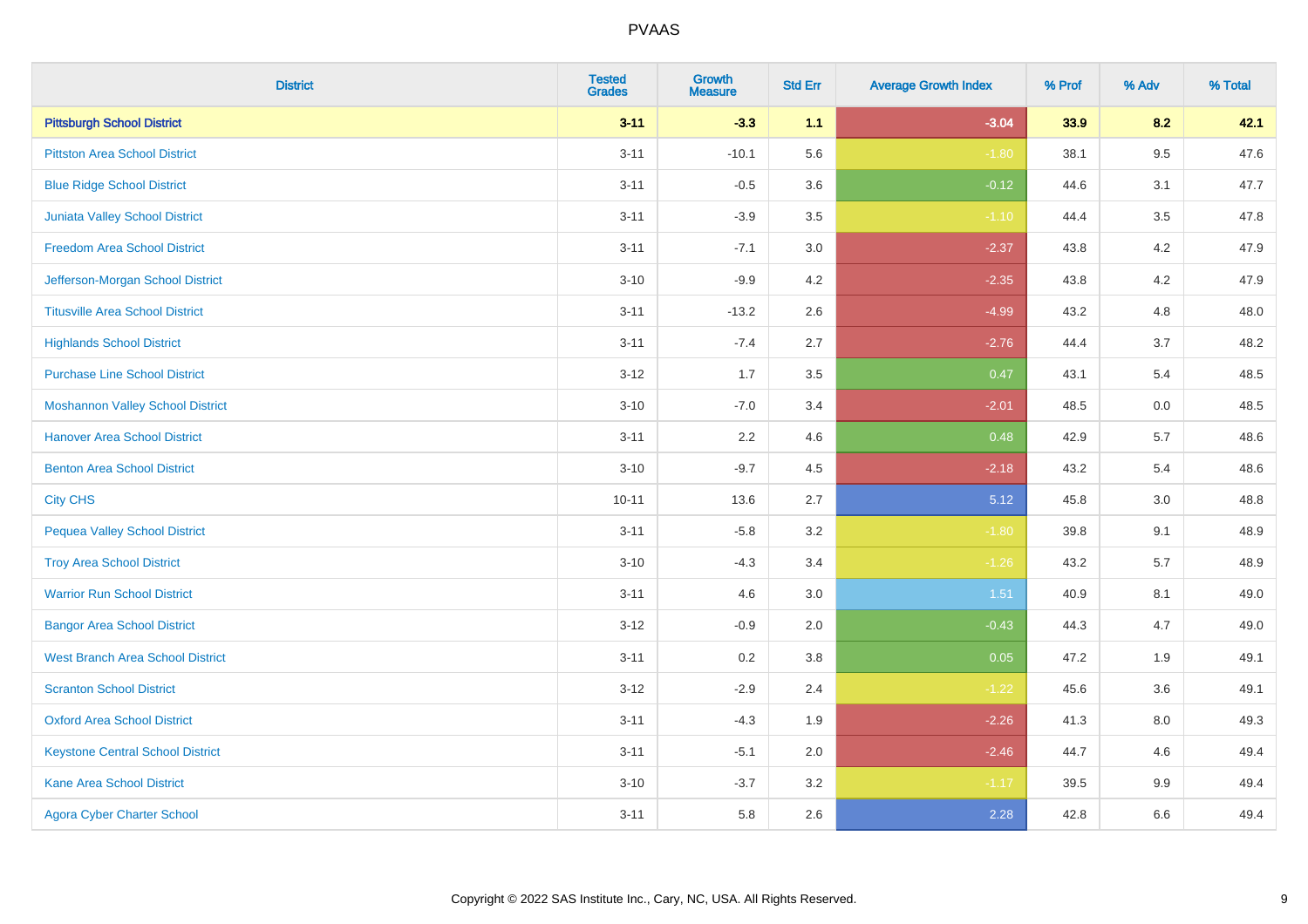# PVAAS

| District | Tested Grades | Growth Measure | Std Err | Average Growth Index | % Prof | % Adv | % Total |
|---|---|---|---|---|---|---|---|
| **Pittsburgh School District** | **3-11** | **-3.3** | **1.1** | **-3.04** | **33.9** | **8.2** | **42.1** |
| Pittston Area School District | 3-11 | -10.1 | 5.6 | -1.80 | 38.1 | 9.5 | 47.6 |
| Blue Ridge School District | 3-11 | -0.5 | 3.6 | -0.12 | 44.6 | 3.1 | 47.7 |
| Juniata Valley School District | 3-11 | -3.9 | 3.5 | -1.10 | 44.4 | 3.5 | 47.8 |
| Freedom Area School District | 3-11 | -7.1 | 3.0 | -2.37 | 43.8 | 4.2 | 47.9 |
| Jefferson-Morgan School District | 3-10 | -9.9 | 4.2 | -2.35 | 43.8 | 4.2 | 47.9 |
| Titusville Area School District | 3-11 | -13.2 | 2.6 | -4.99 | 43.2 | 4.8 | 48.0 |
| Highlands School District | 3-11 | -7.4 | 2.7 | -2.76 | 44.4 | 3.7 | 48.2 |
| Purchase Line School District | 3-12 | 1.7 | 3.5 | 0.47 | 43.1 | 5.4 | 48.5 |
| Moshannon Valley School District | 3-10 | -7.0 | 3.4 | -2.01 | 48.5 | 0.0 | 48.5 |
| Hanover Area School District | 3-11 | 2.2 | 4.6 | 0.48 | 42.9 | 5.7 | 48.6 |
| Benton Area School District | 3-10 | -9.7 | 4.5 | -2.18 | 43.2 | 5.4 | 48.6 |
| City CHS | 10-11 | 13.6 | 2.7 | 5.12 | 45.8 | 3.0 | 48.8 |
| Pequea Valley School District | 3-11 | -5.8 | 3.2 | -1.80 | 39.8 | 9.1 | 48.9 |
| Troy Area School District | 3-10 | -4.3 | 3.4 | -1.26 | 43.2 | 5.7 | 48.9 |
| Warrior Run School District | 3-11 | 4.6 | 3.0 | 1.51 | 40.9 | 8.1 | 49.0 |
| Bangor Area School District | 3-12 | -0.9 | 2.0 | -0.43 | 44.3 | 4.7 | 49.0 |
| West Branch Area School District | 3-11 | 0.2 | 3.8 | 0.05 | 47.2 | 1.9 | 49.1 |
| Scranton School District | 3-12 | -2.9 | 2.4 | -1.22 | 45.6 | 3.6 | 49.1 |
| Oxford Area School District | 3-11 | -4.3 | 1.9 | -2.26 | 41.3 | 8.0 | 49.3 |
| Keystone Central School District | 3-11 | -5.1 | 2.0 | -2.46 | 44.7 | 4.6 | 49.4 |
| Kane Area School District | 3-10 | -3.7 | 3.2 | -1.17 | 39.5 | 9.9 | 49.4 |
| Agora Cyber Charter School | 3-11 | 5.8 | 2.6 | 2.28 | 42.8 | 6.6 | 49.4 |

Copyright © 2022 SAS Institute Inc., Cary, NC, USA. All Rights Reserved.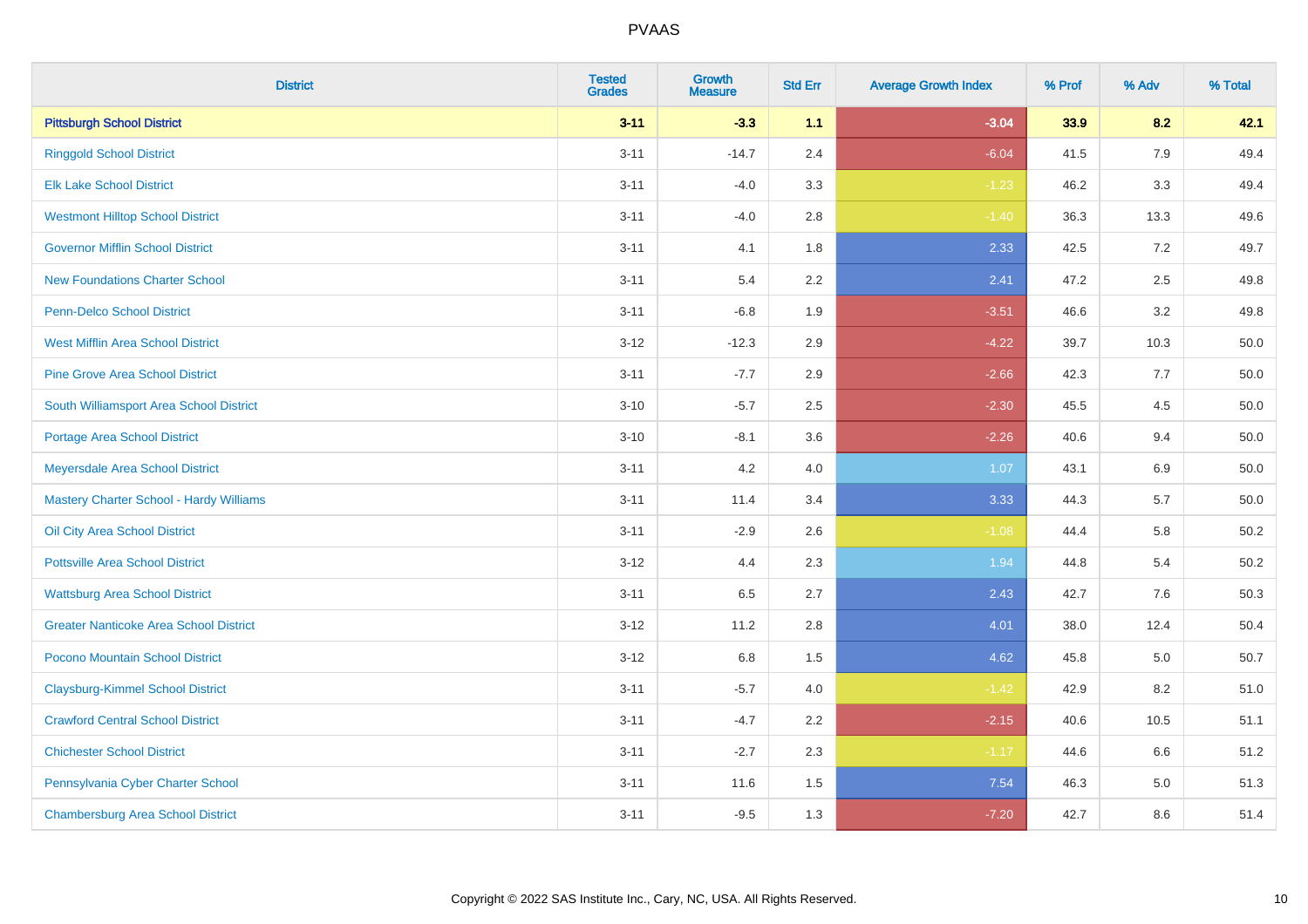# PVAAS

| District | Tested Grades | Growth Measure | Std Err | Average Growth Index | % Prof | % Adv | % Total |
|---|---|---|---|---|---|---|---|
| **Pittsburgh School District** | **3-11** | **-3.3** | **1.1** | **-3.04** | **33.9** | **8.2** | **42.1** |
| Ringgold School District | 3-11 | -14.7 | 2.4 | -6.04 | 41.5 | 7.9 | 49.4 |
| Elk Lake School District | 3-11 | -4.0 | 3.3 | -1.23 | 46.2 | 3.3 | 49.4 |
| Westmont Hilltop School District | 3-11 | -4.0 | 2.8 | -1.40 | 36.3 | 13.3 | 49.6 |
| Governor Mifflin School District | 3-11 | 4.1 | 1.8 | 2.33 | 42.5 | 7.2 | 49.7 |
| New Foundations Charter School | 3-11 | 5.4 | 2.2 | 2.41 | 47.2 | 2.5 | 49.8 |
| Penn-Delco School District | 3-11 | -6.8 | 1.9 | -3.51 | 46.6 | 3.2 | 49.8 |
| West Mifflin Area School District | 3-12 | -12.3 | 2.9 | -4.22 | 39.7 | 10.3 | 50.0 |
| Pine Grove Area School District | 3-11 | -7.7 | 2.9 | -2.66 | 42.3 | 7.7 | 50.0 |
| South Williamsport Area School District | 3-10 | -5.7 | 2.5 | -2.30 | 45.5 | 4.5 | 50.0 |
| Portage Area School District | 3-10 | -8.1 | 3.6 | -2.26 | 40.6 | 9.4 | 50.0 |
| Meyersdale Area School District | 3-11 | 4.2 | 4.0 | 1.07 | 43.1 | 6.9 | 50.0 |
| Mastery Charter School - Hardy Williams | 3-11 | 11.4 | 3.4 | 3.33 | 44.3 | 5.7 | 50.0 |
| Oil City Area School District | 3-11 | -2.9 | 2.6 | -1.08 | 44.4 | 5.8 | 50.2 |
| Pottsville Area School District | 3-12 | 4.4 | 2.3 | 1.94 | 44.8 | 5.4 | 50.2 |
| Wattsburg Area School District | 3-11 | 6.5 | 2.7 | 2.43 | 42.7 | 7.6 | 50.3 |
| Greater Nanticoke Area School District | 3-12 | 11.2 | 2.8 | 4.01 | 38.0 | 12.4 | 50.4 |
| Pocono Mountain School District | 3-12 | 6.8 | 1.5 | 4.62 | 45.8 | 5.0 | 50.7 |
| Claysburg-Kimmel School District | 3-11 | -5.7 | 4.0 | -1.42 | 42.9 | 8.2 | 51.0 |
| Crawford Central School District | 3-11 | -4.7 | 2.2 | -2.15 | 40.6 | 10.5 | 51.1 |
| Chichester School District | 3-11 | -2.7 | 2.3 | -1.17 | 44.6 | 6.6 | 51.2 |
| Pennsylvania Cyber Charter School | 3-11 | 11.6 | 1.5 | 7.54 | 46.3 | 5.0 | 51.3 |
| Chambersburg Area School District | 3-11 | -9.5 | 1.3 | -7.20 | 42.7 | 8.6 | 51.4 |

Copyright © 2022 SAS Institute Inc., Cary, NC, USA. All Rights Reserved.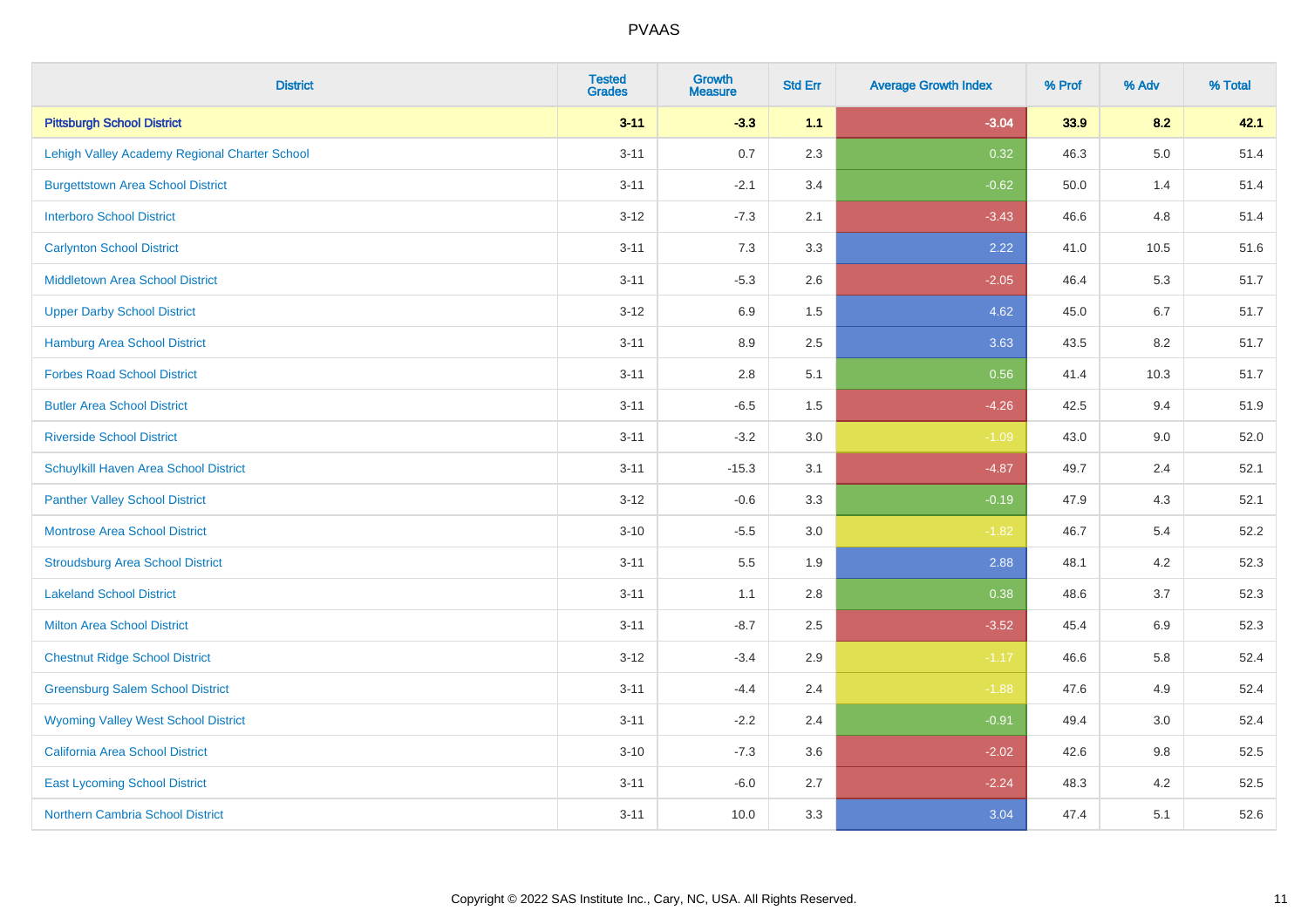| District | Tested Grades | Growth Measure | Std Err | Average Growth Index | % Prof | % Adv | % Total |
|---|---|---|---|---|---|---|---|
| **Pittsburgh School District** | **3-11** | **-3.3** | **1.1** | **-3.04** | **33.9** | **8.2** | **42.1** |
| Lehigh Valley Academy Regional Charter School | 3-11 | 0.7 | 2.3 | 0.32 | 46.3 | 5.0 | 51.4 |
| Burgettstown Area School District | 3-11 | -2.1 | 3.4 | -0.62 | 50.0 | 1.4 | 51.4 |
| Interboro School District | 3-12 | -7.3 | 2.1 | -3.43 | 46.6 | 4.8 | 51.4 |
| Carlynton School District | 3-11 | 7.3 | 3.3 | 2.22 | 41.0 | 10.5 | 51.6 |
| Middletown Area School District | 3-11 | -5.3 | 2.6 | -2.05 | 46.4 | 5.3 | 51.7 |
| Upper Darby School District | 3-12 | 6.9 | 1.5 | 4.62 | 45.0 | 6.7 | 51.7 |
| Hamburg Area School District | 3-11 | 8.9 | 2.5 | 3.63 | 43.5 | 8.2 | 51.7 |
| Forbes Road School District | 3-11 | 2.8 | 5.1 | 0.56 | 41.4 | 10.3 | 51.7 |
| Butler Area School District | 3-11 | -6.5 | 1.5 | -4.26 | 42.5 | 9.4 | 51.9 |
| Riverside School District | 3-11 | -3.2 | 3.0 | -1.09 | 43.0 | 9.0 | 52.0 |
| Schuylkill Haven Area School District | 3-11 | -15.3 | 3.1 | -4.87 | 49.7 | 2.4 | 52.1 |
| Panther Valley School District | 3-12 | -0.6 | 3.3 | -0.19 | 47.9 | 4.3 | 52.1 |
| Montrose Area School District | 3-10 | -5.5 | 3.0 | -1.82 | 46.7 | 5.4 | 52.2 |
| Stroudsburg Area School District | 3-11 | 5.5 | 1.9 | 2.88 | 48.1 | 4.2 | 52.3 |
| Lakeland School District | 3-11 | 1.1 | 2.8 | 0.38 | 48.6 | 3.7 | 52.3 |
| Milton Area School District | 3-11 | -8.7 | 2.5 | -3.52 | 45.4 | 6.9 | 52.3 |
| Chestnut Ridge School District | 3-12 | -3.4 | 2.9 | -1.17 | 46.6 | 5.8 | 52.4 |
| Greensburg Salem School District | 3-11 | -4.4 | 2.4 | -1.88 | 47.6 | 4.9 | 52.4 |
| Wyoming Valley West School District | 3-11 | -2.2 | 2.4 | -0.91 | 49.4 | 3.0 | 52.4 |
| California Area School District | 3-10 | -7.3 | 3.6 | -2.02 | 42.6 | 9.8 | 52.5 |
| East Lycoming School District | 3-11 | -6.0 | 2.7 | -2.24 | 48.3 | 4.2 | 52.5 |
| Northern Cambria School District | 3-11 | 10.0 | 3.3 | 3.04 | 47.4 | 5.1 | 52.6 |

Copyright © 2022 SAS Institute Inc., Cary, NC, USA. All Rights Reserved.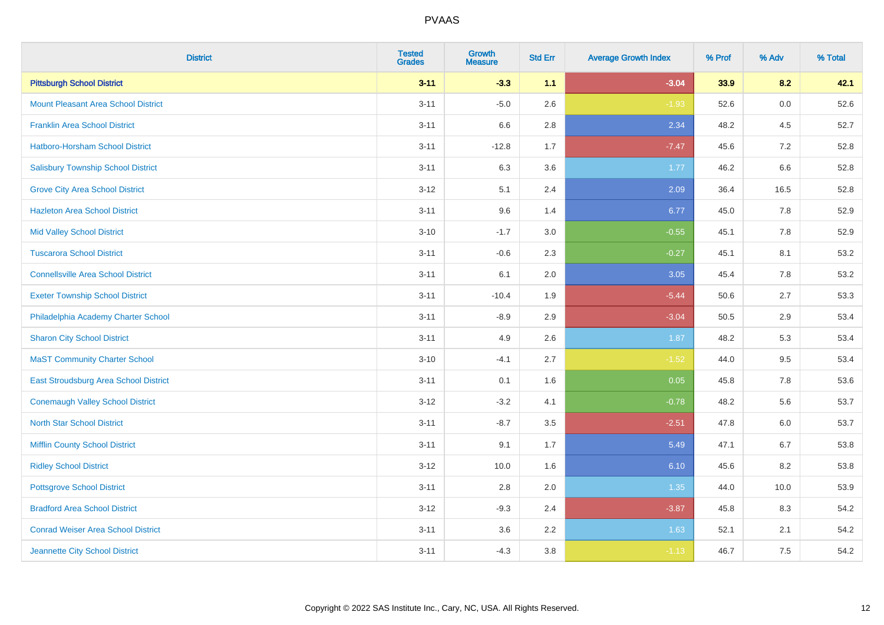| District | Tested Grades | Growth Measure | Std Err | Average Growth Index | % Prof | % Adv | % Total |
|---|---|---|---|---|---|---|---|
| **Pittsburgh School District** | **3-11** | **-3.3** | **1.1** | **-3.04** | **33.9** | **8.2** | **42.1** |
| Mount Pleasant Area School District | 3-11 | -5.0 | 2.6 | -1.93 | 52.6 | 0.0 | 52.6 |
| Franklin Area School District | 3-11 | 6.6 | 2.8 | 2.34 | 48.2 | 4.5 | 52.7 |
| Hatboro-Horsham School District | 3-11 | -12.8 | 1.7 | -7.47 | 45.6 | 7.2 | 52.8 |
| Salisbury Township School District | 3-11 | 6.3 | 3.6 | 1.77 | 46.2 | 6.6 | 52.8 |
| Grove City Area School District | 3-12 | 5.1 | 2.4 | 2.09 | 36.4 | 16.5 | 52.8 |
| Hazleton Area School District | 3-11 | 9.6 | 1.4 | 6.77 | 45.0 | 7.8 | 52.9 |
| Mid Valley School District | 3-10 | -1.7 | 3.0 | -0.55 | 45.1 | 7.8 | 52.9 |
| Tuscarora School District | 3-11 | -0.6 | 2.3 | -0.27 | 45.1 | 8.1 | 53.2 |
| Connellsville Area School District | 3-11 | 6.1 | 2.0 | 3.05 | 45.4 | 7.8 | 53.2 |
| Exeter Township School District | 3-11 | -10.4 | 1.9 | -5.44 | 50.6 | 2.7 | 53.3 |
| Philadelphia Academy Charter School | 3-11 | -8.9 | 2.9 | -3.04 | 50.5 | 2.9 | 53.4 |
| Sharon City School District | 3-11 | 4.9 | 2.6 | 1.87 | 48.2 | 5.3 | 53.4 |
| MaST Community Charter School | 3-10 | -4.1 | 2.7 | -1.52 | 44.0 | 9.5 | 53.4 |
| East Stroudsburg Area School District | 3-11 | 0.1 | 1.6 | 0.05 | 45.8 | 7.8 | 53.6 |
| Conemaugh Valley School District | 3-12 | -3.2 | 4.1 | -0.78 | 48.2 | 5.6 | 53.7 |
| North Star School District | 3-11 | -8.7 | 3.5 | -2.51 | 47.8 | 6.0 | 53.7 |
| Mifflin County School District | 3-11 | 9.1 | 1.7 | 5.49 | 47.1 | 6.7 | 53.8 |
| Ridley School District | 3-12 | 10.0 | 1.6 | 6.10 | 45.6 | 8.2 | 53.8 |
| Pottsgrove School District | 3-11 | 2.8 | 2.0 | 1.35 | 44.0 | 10.0 | 53.9 |
| Bradford Area School District | 3-12 | -9.3 | 2.4 | -3.87 | 45.8 | 8.3 | 54.2 |
| Conrad Weiser Area School District | 3-11 | 3.6 | 2.2 | 1.63 | 52.1 | 2.1 | 54.2 |
| Jeannette City School District | 3-11 | -4.3 | 3.8 | -1.13 | 46.7 | 7.5 | 54.2 |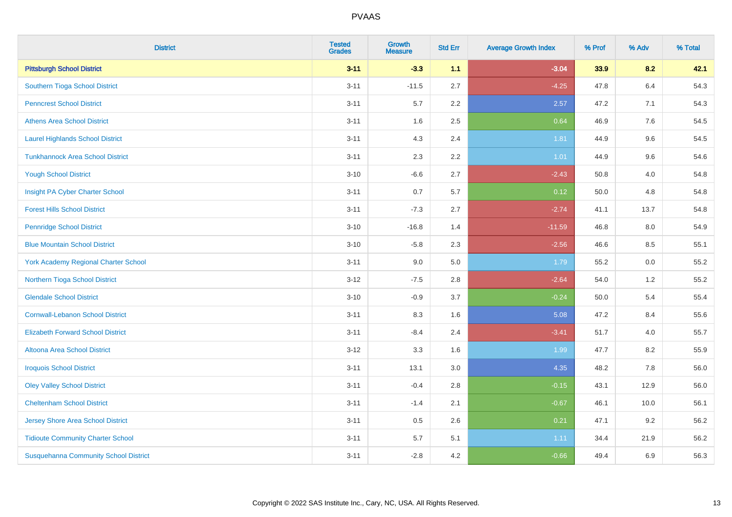| District | Tested Grades | Growth Measure | Std Err | Average Growth Index | % Prof | % Adv | % Total |
|---|---|---|---|---|---|---|---|
| **Pittsburgh School District** | **3-11** | **-3.3** | **1.1** | **-3.04** | **33.9** | **8.2** | **42.1** |
| Southern Tioga School District | 3-11 | -11.5 | 2.7 | -4.25 | 47.8 | 6.4 | 54.3 |
| Penncrest School District | 3-11 | 5.7 | 2.2 | 2.57 | 47.2 | 7.1 | 54.3 |
| Athens Area School District | 3-11 | 1.6 | 2.5 | 0.64 | 46.9 | 7.6 | 54.5 |
| Laurel Highlands School District | 3-11 | 4.3 | 2.4 | 1.81 | 44.9 | 9.6 | 54.5 |
| Tunkhannock Area School District | 3-11 | 2.3 | 2.2 | 1.01 | 44.9 | 9.6 | 54.6 |
| Yough School District | 3-10 | -6.6 | 2.7 | -2.43 | 50.8 | 4.0 | 54.8 |
| Insight PA Cyber Charter School | 3-11 | 0.7 | 5.7 | 0.12 | 50.0 | 4.8 | 54.8 |
| Forest Hills School District | 3-11 | -7.3 | 2.7 | -2.74 | 41.1 | 13.7 | 54.8 |
| Pennridge School District | 3-10 | -16.8 | 1.4 | -11.59 | 46.8 | 8.0 | 54.9 |
| Blue Mountain School District | 3-10 | -5.8 | 2.3 | -2.56 | 46.6 | 8.5 | 55.1 |
| York Academy Regional Charter School | 3-11 | 9.0 | 5.0 | 1.79 | 55.2 | 0.0 | 55.2 |
| Northern Tioga School District | 3-12 | -7.5 | 2.8 | -2.64 | 54.0 | 1.2 | 55.2 |
| Glendale School District | 3-10 | -0.9 | 3.7 | -0.24 | 50.0 | 5.4 | 55.4 |
| Cornwall-Lebanon School District | 3-11 | 8.3 | 1.6 | 5.08 | 47.2 | 8.4 | 55.6 |
| Elizabeth Forward School District | 3-11 | -8.4 | 2.4 | -3.41 | 51.7 | 4.0 | 55.7 |
| Altoona Area School District | 3-12 | 3.3 | 1.6 | 1.99 | 47.7 | 8.2 | 55.9 |
| Iroquois School District | 3-11 | 13.1 | 3.0 | 4.35 | 48.2 | 7.8 | 56.0 |
| Oley Valley School District | 3-11 | -0.4 | 2.8 | -0.15 | 43.1 | 12.9 | 56.0 |
| Cheltenham School District | 3-11 | -1.4 | 2.1 | -0.67 | 46.1 | 10.0 | 56.1 |
| Jersey Shore Area School District | 3-11 | 0.5 | 2.6 | 0.21 | 47.1 | 9.2 | 56.2 |
| Tidioute Community Charter School | 3-11 | 5.7 | 5.1 | 1.11 | 34.4 | 21.9 | 56.2 |
| Susquehanna Community School District | 3-11 | -2.8 | 4.2 | -0.66 | 49.4 | 6.9 | 56.3 |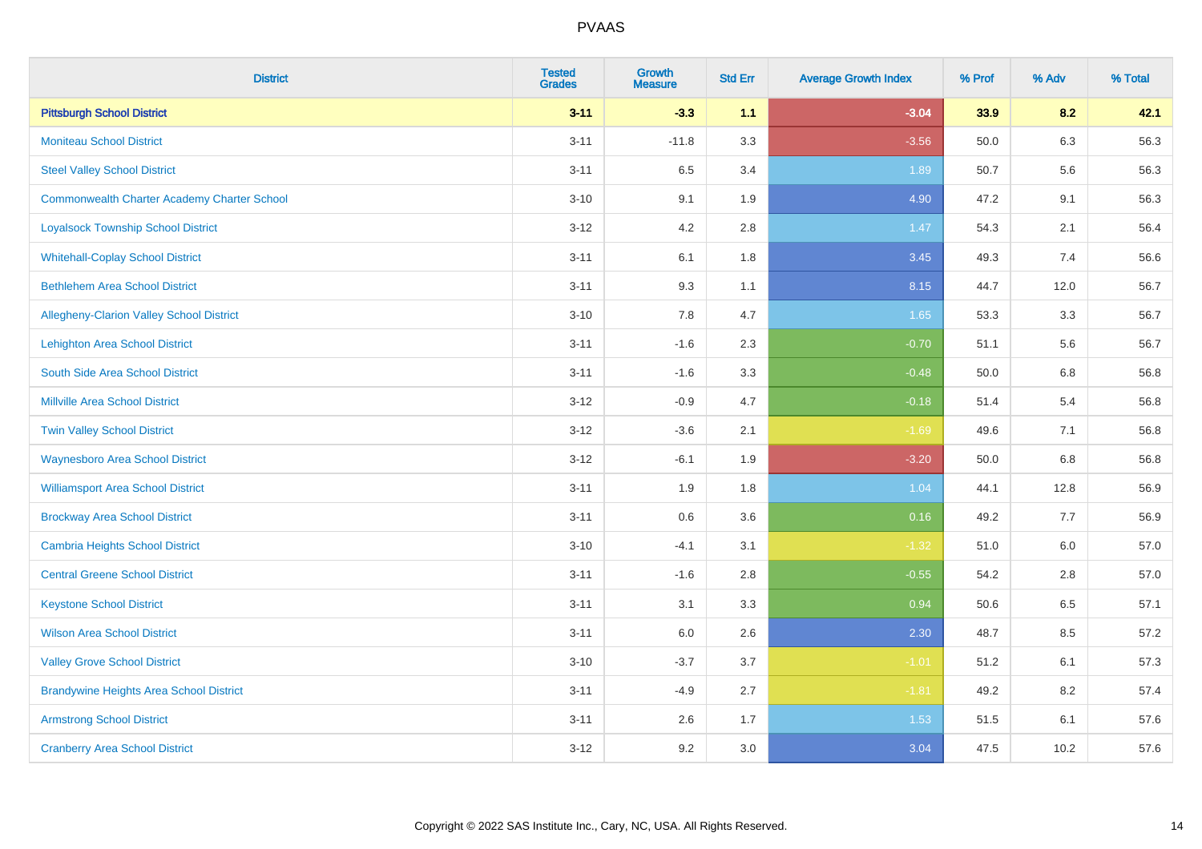# PVAAS

| District | Tested Grades | Growth Measure | Std Err | Average Growth Index | % Prof | % Adv | % Total |
|---|---|---|---|---|---|---|---|
| **Pittsburgh School District** | **3-11** | **-3.3** | **1.1** | **-3.04** | **33.9** | **8.2** | **42.1** |
| Moniteau School District | 3-11 | -11.8 | 3.3 | -3.56 | 50.0 | 6.3 | 56.3 |
| Steel Valley School District | 3-11 | 6.5 | 3.4 | 1.89 | 50.7 | 5.6 | 56.3 |
| Commonwealth Charter Academy Charter School | 3-10 | 9.1 | 1.9 | 4.90 | 47.2 | 9.1 | 56.3 |
| Loyalsock Township School District | 3-12 | 4.2 | 2.8 | 1.47 | 54.3 | 2.1 | 56.4 |
| Whitehall-Coplay School District | 3-11 | 6.1 | 1.8 | 3.45 | 49.3 | 7.4 | 56.6 |
| Bethlehem Area School District | 3-11 | 9.3 | 1.1 | 8.15 | 44.7 | 12.0 | 56.7 |
| Allegheny-Clarion Valley School District | 3-10 | 7.8 | 4.7 | 1.65 | 53.3 | 3.3 | 56.7 |
| Lehighton Area School District | 3-11 | -1.6 | 2.3 | -0.70 | 51.1 | 5.6 | 56.7 |
| South Side Area School District | 3-11 | -1.6 | 3.3 | -0.48 | 50.0 | 6.8 | 56.8 |
| Millville Area School District | 3-12 | -0.9 | 4.7 | -0.18 | 51.4 | 5.4 | 56.8 |
| Twin Valley School District | 3-12 | -3.6 | 2.1 | -1.69 | 49.6 | 7.1 | 56.8 |
| Waynesboro Area School District | 3-12 | -6.1 | 1.9 | -3.20 | 50.0 | 6.8 | 56.8 |
| Williamsport Area School District | 3-11 | 1.9 | 1.8 | 1.04 | 44.1 | 12.8 | 56.9 |
| Brockway Area School District | 3-11 | 0.6 | 3.6 | 0.16 | 49.2 | 7.7 | 56.9 |
| Cambria Heights School District | 3-10 | -4.1 | 3.1 | -1.32 | 51.0 | 6.0 | 57.0 |
| Central Greene School District | 3-11 | -1.6 | 2.8 | -0.55 | 54.2 | 2.8 | 57.0 |
| Keystone School District | 3-11 | 3.1 | 3.3 | 0.94 | 50.6 | 6.5 | 57.1 |
| Wilson Area School District | 3-11 | 6.0 | 2.6 | 2.30 | 48.7 | 8.5 | 57.2 |
| Valley Grove School District | 3-10 | -3.7 | 3.7 | -1.01 | 51.2 | 6.1 | 57.3 |
| Brandywine Heights Area School District | 3-11 | -4.9 | 2.7 | -1.81 | 49.2 | 8.2 | 57.4 |
| Armstrong School District | 3-11 | 2.6 | 1.7 | 1.53 | 51.5 | 6.1 | 57.6 |
| Cranberry Area School District | 3-12 | 9.2 | 3.0 | 3.04 | 47.5 | 10.2 | 57.6 |

Copyright © 2022 SAS Institute Inc., Cary, NC, USA. All Rights Reserved.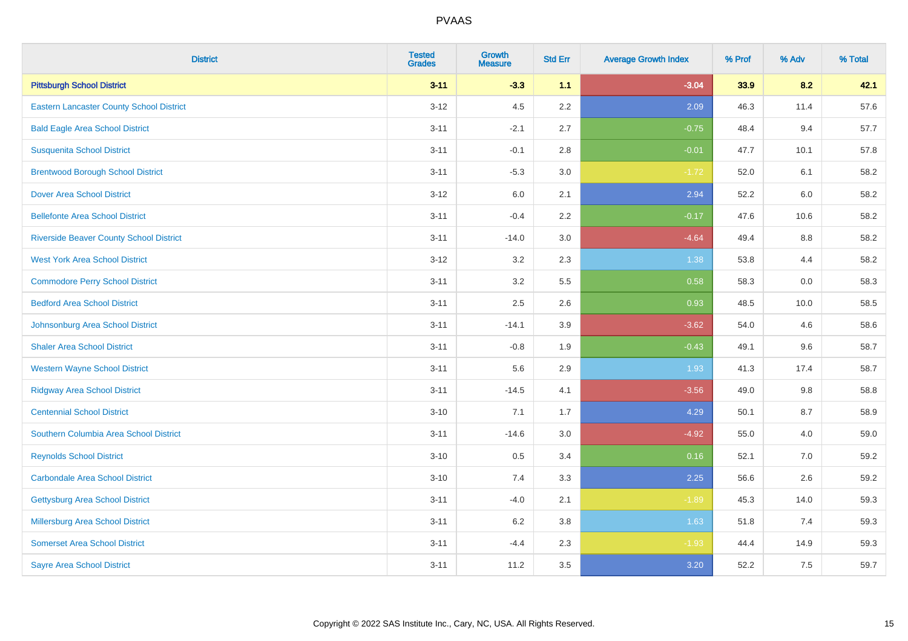# PVAAS

| District | Tested Grades | Growth Measure | Std Err | Average Growth Index | % Prof | % Adv | % Total |
|---|---|---|---|---|---|---|---|
| **Pittsburgh School District** | **3-11** | **-3.3** | **1.1** | **-3.04** | **33.9** | **8.2** | **42.1** |
| Eastern Lancaster County School District | 3-12 | 4.5 | 2.2 | 2.09 | 46.3 | 11.4 | 57.6 |
| Bald Eagle Area School District | 3-11 | -2.1 | 2.7 | -0.75 | 48.4 | 9.4 | 57.7 |
| Susquenita School District | 3-11 | -0.1 | 2.8 | -0.01 | 47.7 | 10.1 | 57.8 |
| Brentwood Borough School District | 3-11 | -5.3 | 3.0 | -1.72 | 52.0 | 6.1 | 58.2 |
| Dover Area School District | 3-12 | 6.0 | 2.1 | 2.94 | 52.2 | 6.0 | 58.2 |
| Bellefonte Area School District | 3-11 | -0.4 | 2.2 | -0.17 | 47.6 | 10.6 | 58.2 |
| Riverside Beaver County School District | 3-11 | -14.0 | 3.0 | -4.64 | 49.4 | 8.8 | 58.2 |
| West York Area School District | 3-12 | 3.2 | 2.3 | 1.38 | 53.8 | 4.4 | 58.2 |
| Commodore Perry School District | 3-11 | 3.2 | 5.5 | 0.58 | 58.3 | 0.0 | 58.3 |
| Bedford Area School District | 3-11 | 2.5 | 2.6 | 0.93 | 48.5 | 10.0 | 58.5 |
| Johnsonburg Area School District | 3-11 | -14.1 | 3.9 | -3.62 | 54.0 | 4.6 | 58.6 |
| Shaler Area School District | 3-11 | -0.8 | 1.9 | -0.43 | 49.1 | 9.6 | 58.7 |
| Western Wayne School District | 3-11 | 5.6 | 2.9 | 1.93 | 41.3 | 17.4 | 58.7 |
| Ridgway Area School District | 3-11 | -14.5 | 4.1 | -3.56 | 49.0 | 9.8 | 58.8 |
| Centennial School District | 3-10 | 7.1 | 1.7 | 4.29 | 50.1 | 8.7 | 58.9 |
| Southern Columbia Area School District | 3-11 | -14.6 | 3.0 | -4.92 | 55.0 | 4.0 | 59.0 |
| Reynolds School District | 3-10 | 0.5 | 3.4 | 0.16 | 52.1 | 7.0 | 59.2 |
| Carbondale Area School District | 3-10 | 7.4 | 3.3 | 2.25 | 56.6 | 2.6 | 59.2 |
| Gettysburg Area School District | 3-11 | -4.0 | 2.1 | -1.89 | 45.3 | 14.0 | 59.3 |
| Millersburg Area School District | 3-11 | 6.2 | 3.8 | 1.63 | 51.8 | 7.4 | 59.3 |
| Somerset Area School District | 3-11 | -4.4 | 2.3 | -1.93 | 44.4 | 14.9 | 59.3 |
| Sayre Area School District | 3-11 | 11.2 | 3.5 | 3.20 | 52.2 | 7.5 | 59.7 |

Copyright © 2022 SAS Institute Inc., Cary, NC, USA. All Rights Reserved.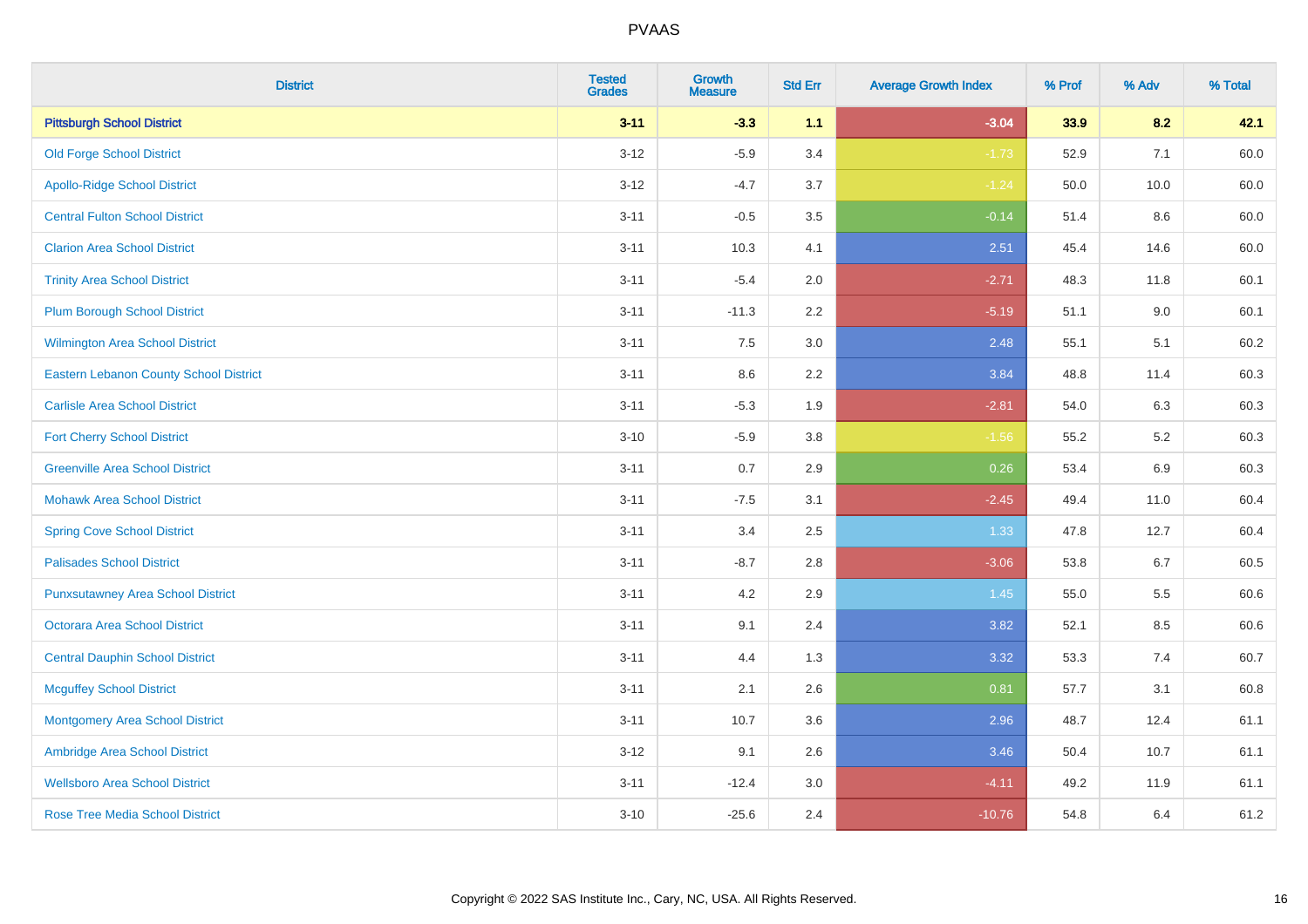PVAAS

| District | Tested Grades | Growth Measure | Std Err | Average Growth Index | % Prof | % Adv | % Total |
|---|---|---|---|---|---|---|---|
| **Pittsburgh School District** | **3-11** | **-3.3** | **1.1** | **-3.04** | **33.9** | **8.2** | **42.1** |
| Old Forge School District | 3-12 | -5.9 | 3.4 | -1.73 | 52.9 | 7.1 | 60.0 |
| Apollo-Ridge School District | 3-12 | -4.7 | 3.7 | -1.24 | 50.0 | 10.0 | 60.0 |
| Central Fulton School District | 3-11 | -0.5 | 3.5 | -0.14 | 51.4 | 8.6 | 60.0 |
| Clarion Area School District | 3-11 | 10.3 | 4.1 | 2.51 | 45.4 | 14.6 | 60.0 |
| Trinity Area School District | 3-11 | -5.4 | 2.0 | -2.71 | 48.3 | 11.8 | 60.1 |
| Plum Borough School District | 3-11 | -11.3 | 2.2 | -5.19 | 51.1 | 9.0 | 60.1 |
| Wilmington Area School District | 3-11 | 7.5 | 3.0 | 2.48 | 55.1 | 5.1 | 60.2 |
| Eastern Lebanon County School District | 3-11 | 8.6 | 2.2 | 3.84 | 48.8 | 11.4 | 60.3 |
| Carlisle Area School District | 3-11 | -5.3 | 1.9 | -2.81 | 54.0 | 6.3 | 60.3 |
| Fort Cherry School District | 3-10 | -5.9 | 3.8 | -1.56 | 55.2 | 5.2 | 60.3 |
| Greenville Area School District | 3-11 | 0.7 | 2.9 | 0.26 | 53.4 | 6.9 | 60.3 |
| Mohawk Area School District | 3-11 | -7.5 | 3.1 | -2.45 | 49.4 | 11.0 | 60.4 |
| Spring Cove School District | 3-11 | 3.4 | 2.5 | 1.33 | 47.8 | 12.7 | 60.4 |
| Palisades School District | 3-11 | -8.7 | 2.8 | -3.06 | 53.8 | 6.7 | 60.5 |
| Punxsutawney Area School District | 3-11 | 4.2 | 2.9 | 1.45 | 55.0 | 5.5 | 60.6 |
| Octorara Area School District | 3-11 | 9.1 | 2.4 | 3.82 | 52.1 | 8.5 | 60.6 |
| Central Dauphin School District | 3-11 | 4.4 | 1.3 | 3.32 | 53.3 | 7.4 | 60.7 |
| Mcguffey School District | 3-11 | 2.1 | 2.6 | 0.81 | 57.7 | 3.1 | 60.8 |
| Montgomery Area School District | 3-11 | 10.7 | 3.6 | 2.96 | 48.7 | 12.4 | 61.1 |
| Ambridge Area School District | 3-12 | 9.1 | 2.6 | 3.46 | 50.4 | 10.7 | 61.1 |
| Wellsboro Area School District | 3-11 | -12.4 | 3.0 | -4.11 | 49.2 | 11.9 | 61.1 |
| Rose Tree Media School District | 3-10 | -25.6 | 2.4 | -10.76 | 54.8 | 6.4 | 61.2 |

Copyright © 2022 SAS Institute Inc., Cary, NC, USA. All Rights Reserved.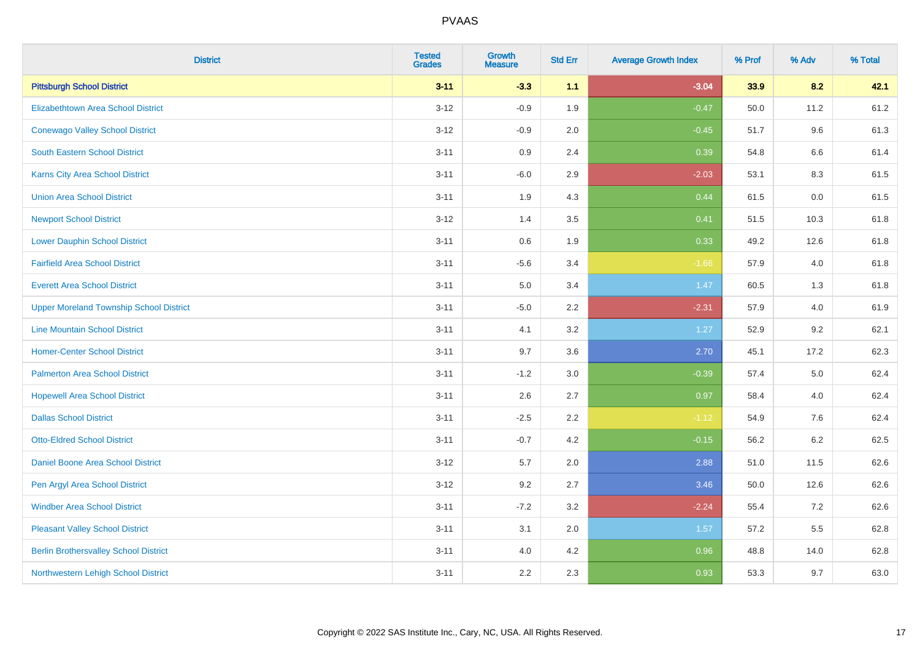# PVAAS

| District | Tested Grades | Growth Measure | Std Err | Average Growth Index | % Prof | % Adv | % Total |
|---|---|---|---|---|---|---|---|
| **Pittsburgh School District** | **3-11** | **-3.3** | **1.1** | **-3.04** | **33.9** | **8.2** | **42.1** |
| Elizabethtown Area School District | 3-12 | -0.9 | 1.9 | -0.47 | 50.0 | 11.2 | 61.2 |
| Conewago Valley School District | 3-12 | -0.9 | 2.0 | -0.45 | 51.7 | 9.6 | 61.3 |
| South Eastern School District | 3-11 | 0.9 | 2.4 | 0.39 | 54.8 | 6.6 | 61.4 |
| Karns City Area School District | 3-11 | -6.0 | 2.9 | -2.03 | 53.1 | 8.3 | 61.5 |
| Union Area School District | 3-11 | 1.9 | 4.3 | 0.44 | 61.5 | 0.0 | 61.5 |
| Newport School District | 3-12 | 1.4 | 3.5 | 0.41 | 51.5 | 10.3 | 61.8 |
| Lower Dauphin School District | 3-11 | 0.6 | 1.9 | 0.33 | 49.2 | 12.6 | 61.8 |
| Fairfield Area School District | 3-11 | -5.6 | 3.4 | -1.66 | 57.9 | 4.0 | 61.8 |
| Everett Area School District | 3-11 | 5.0 | 3.4 | 1.47 | 60.5 | 1.3 | 61.8 |
| Upper Moreland Township School District | 3-11 | -5.0 | 2.2 | -2.31 | 57.9 | 4.0 | 61.9 |
| Line Mountain School District | 3-11 | 4.1 | 3.2 | 1.27 | 52.9 | 9.2 | 62.1 |
| Homer-Center School District | 3-11 | 9.7 | 3.6 | 2.70 | 45.1 | 17.2 | 62.3 |
| Palmerton Area School District | 3-11 | -1.2 | 3.0 | -0.39 | 57.4 | 5.0 | 62.4 |
| Hopewell Area School District | 3-11 | 2.6 | 2.7 | 0.97 | 58.4 | 4.0 | 62.4 |
| Dallas School District | 3-11 | -2.5 | 2.2 | -1.12 | 54.9 | 7.6 | 62.4 |
| Otto-Eldred School District | 3-11 | -0.7 | 4.2 | -0.15 | 56.2 | 6.2 | 62.5 |
| Daniel Boone Area School District | 3-12 | 5.7 | 2.0 | 2.88 | 51.0 | 11.5 | 62.6 |
| Pen Argyl Area School District | 3-12 | 9.2 | 2.7 | 3.46 | 50.0 | 12.6 | 62.6 |
| Windber Area School District | 3-11 | -7.2 | 3.2 | -2.24 | 55.4 | 7.2 | 62.6 |
| Pleasant Valley School District | 3-11 | 3.1 | 2.0 | 1.57 | 57.2 | 5.5 | 62.8 |
| Berlin Brothersvalley School District | 3-11 | 4.0 | 4.2 | 0.96 | 48.8 | 14.0 | 62.8 |
| Northwestern Lehigh School District | 3-11 | 2.2 | 2.3 | 0.93 | 53.3 | 9.7 | 63.0 |

Copyright © 2022 SAS Institute Inc., Cary, NC, USA. All Rights Reserved.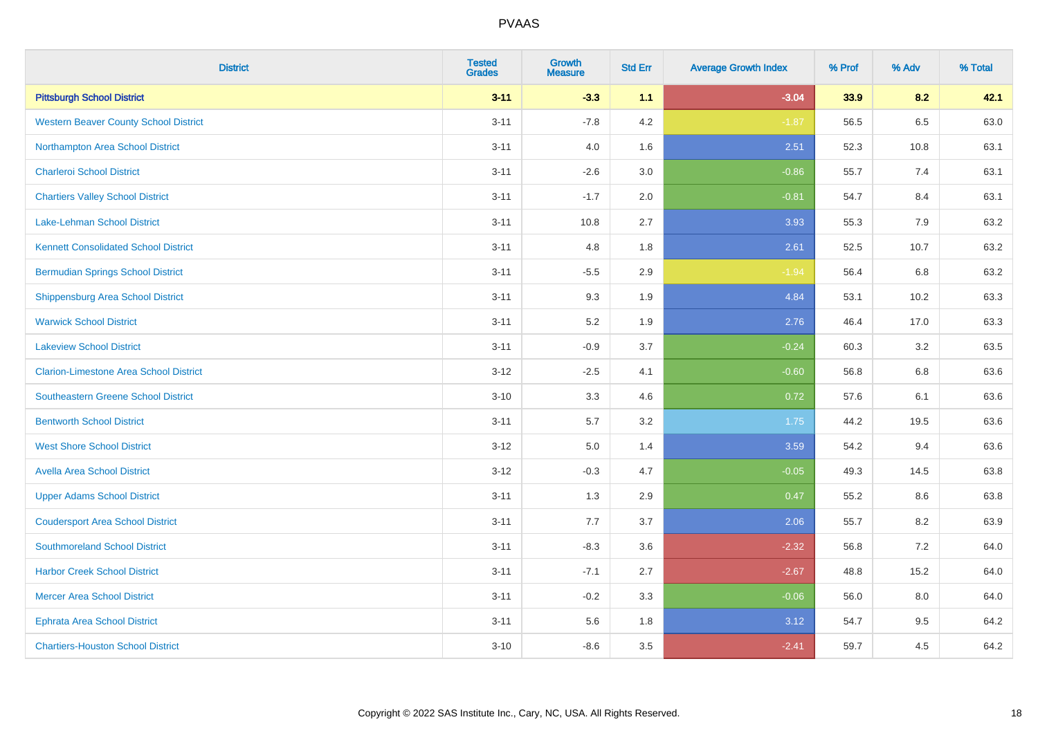PVAAS

| District | Tested Grades | Growth Measure | Std Err | Average Growth Index | % Prof | % Adv | % Total |
|---|---|---|---|---|---|---|---|
| **Pittsburgh School District** | **3-11** | **-3.3** | **1.1** | **-3.04** | **33.9** | **8.2** | **42.1** |
| Western Beaver County School District | 3-11 | -7.8 | 4.2 | -1.87 | 56.5 | 6.5 | 63.0 |
| Northampton Area School District | 3-11 | 4.0 | 1.6 | 2.51 | 52.3 | 10.8 | 63.1 |
| Charleroi School District | 3-11 | -2.6 | 3.0 | -0.86 | 55.7 | 7.4 | 63.1 |
| Chartiers Valley School District | 3-11 | -1.7 | 2.0 | -0.81 | 54.7 | 8.4 | 63.1 |
| Lake-Lehman School District | 3-11 | 10.8 | 2.7 | 3.93 | 55.3 | 7.9 | 63.2 |
| Kennett Consolidated School District | 3-11 | 4.8 | 1.8 | 2.61 | 52.5 | 10.7 | 63.2 |
| Bermudian Springs School District | 3-11 | -5.5 | 2.9 | -1.94 | 56.4 | 6.8 | 63.2 |
| Shippensburg Area School District | 3-11 | 9.3 | 1.9 | 4.84 | 53.1 | 10.2 | 63.3 |
| Warwick School District | 3-11 | 5.2 | 1.9 | 2.76 | 46.4 | 17.0 | 63.3 |
| Lakeview School District | 3-11 | -0.9 | 3.7 | -0.24 | 60.3 | 3.2 | 63.5 |
| Clarion-Limestone Area School District | 3-12 | -2.5 | 4.1 | -0.60 | 56.8 | 6.8 | 63.6 |
| Southeastern Greene School District | 3-10 | 3.3 | 4.6 | 0.72 | 57.6 | 6.1 | 63.6 |
| Bentworth School District | 3-11 | 5.7 | 3.2 | 1.75 | 44.2 | 19.5 | 63.6 |
| West Shore School District | 3-12 | 5.0 | 1.4 | 3.59 | 54.2 | 9.4 | 63.6 |
| Avella Area School District | 3-12 | -0.3 | 4.7 | -0.05 | 49.3 | 14.5 | 63.8 |
| Upper Adams School District | 3-11 | 1.3 | 2.9 | 0.47 | 55.2 | 8.6 | 63.8 |
| Coudersport Area School District | 3-11 | 7.7 | 3.7 | 2.06 | 55.7 | 8.2 | 63.9 |
| Southmoreland School District | 3-11 | -8.3 | 3.6 | -2.32 | 56.8 | 7.2 | 64.0 |
| Harbor Creek School District | 3-11 | -7.1 | 2.7 | -2.67 | 48.8 | 15.2 | 64.0 |
| Mercer Area School District | 3-11 | -0.2 | 3.3 | -0.06 | 56.0 | 8.0 | 64.0 |
| Ephrata Area School District | 3-11 | 5.6 | 1.8 | 3.12 | 54.7 | 9.5 | 64.2 |
| Chartiers-Houston School District | 3-10 | -8.6 | 3.5 | -2.41 | 59.7 | 4.5 | 64.2 |

Copyright © 2022 SAS Institute Inc., Cary, NC, USA. All Rights Reserved.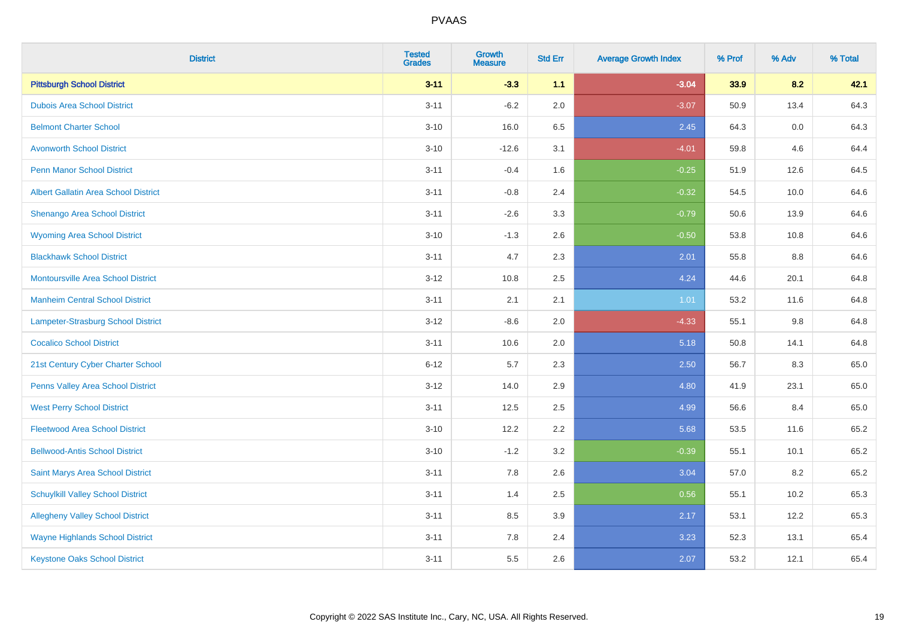# PVAAS

| District | Tested Grades | Growth Measure | Std Err | Average Growth Index | % Prof | % Adv | % Total |
|---|---|---|---|---|---|---|---|
| **Pittsburgh School District** | **3-11** | **-3.3** | **1.1** | **-3.04** | **33.9** | **8.2** | **42.1** |
| Dubois Area School District | 3-11 | -6.2 | 2.0 | -3.07 | 50.9 | 13.4 | 64.3 |
| Belmont Charter School | 3-10 | 16.0 | 6.5 | 2.45 | 64.3 | 0.0 | 64.3 |
| Avonworth School District | 3-10 | -12.6 | 3.1 | -4.01 | 59.8 | 4.6 | 64.4 |
| Penn Manor School District | 3-11 | -0.4 | 1.6 | -0.25 | 51.9 | 12.6 | 64.5 |
| Albert Gallatin Area School District | 3-11 | -0.8 | 2.4 | -0.32 | 54.5 | 10.0 | 64.6 |
| Shenango Area School District | 3-11 | -2.6 | 3.3 | -0.79 | 50.6 | 13.9 | 64.6 |
| Wyoming Area School District | 3-10 | -1.3 | 2.6 | -0.50 | 53.8 | 10.8 | 64.6 |
| Blackhawk School District | 3-11 | 4.7 | 2.3 | 2.01 | 55.8 | 8.8 | 64.6 |
| Montoursville Area School District | 3-12 | 10.8 | 2.5 | 4.24 | 44.6 | 20.1 | 64.8 |
| Manheim Central School District | 3-11 | 2.1 | 2.1 | 1.01 | 53.2 | 11.6 | 64.8 |
| Lampeter-Strasburg School District | 3-12 | -8.6 | 2.0 | -4.33 | 55.1 | 9.8 | 64.8 |
| Cocalico School District | 3-11 | 10.6 | 2.0 | 5.18 | 50.8 | 14.1 | 64.8 |
| 21st Century Cyber Charter School | 6-12 | 5.7 | 2.3 | 2.50 | 56.7 | 8.3 | 65.0 |
| Penns Valley Area School District | 3-12 | 14.0 | 2.9 | 4.80 | 41.9 | 23.1 | 65.0 |
| West Perry School District | 3-11 | 12.5 | 2.5 | 4.99 | 56.6 | 8.4 | 65.0 |
| Fleetwood Area School District | 3-10 | 12.2 | 2.2 | 5.68 | 53.5 | 11.6 | 65.2 |
| Bellwood-Antis School District | 3-10 | -1.2 | 3.2 | -0.39 | 55.1 | 10.1 | 65.2 |
| Saint Marys Area School District | 3-11 | 7.8 | 2.6 | 3.04 | 57.0 | 8.2 | 65.2 |
| Schuylkill Valley School District | 3-11 | 1.4 | 2.5 | 0.56 | 55.1 | 10.2 | 65.3 |
| Allegheny Valley School District | 3-11 | 8.5 | 3.9 | 2.17 | 53.1 | 12.2 | 65.3 |
| Wayne Highlands School District | 3-11 | 7.8 | 2.4 | 3.23 | 52.3 | 13.1 | 65.4 |
| Keystone Oaks School District | 3-11 | 5.5 | 2.6 | 2.07 | 53.2 | 12.1 | 65.4 |

Copyright © 2022 SAS Institute Inc., Cary, NC, USA. All Rights Reserved.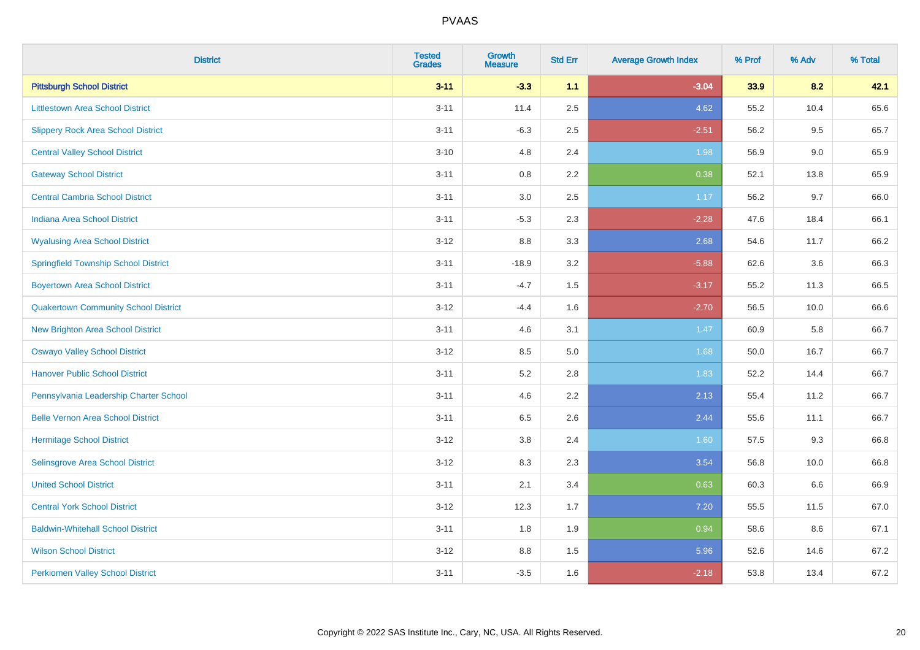# PVAAS

| District | Tested Grades | Growth Measure | Std Err | Average Growth Index | % Prof | % Adv | % Total |
|---|---|---|---|---|---|---|---|
| **Pittsburgh School District** | **3-11** | **-3.3** | **1.1** | **-3.04** | **33.9** | **8.2** | **42.1** |
| Littlestown Area School District | 3-11 | 11.4 | 2.5 | 4.62 | 55.2 | 10.4 | 65.6 |
| Slippery Rock Area School District | 3-11 | -6.3 | 2.5 | -2.51 | 56.2 | 9.5 | 65.7 |
| Central Valley School District | 3-10 | 4.8 | 2.4 | 1.98 | 56.9 | 9.0 | 65.9 |
| Gateway School District | 3-11 | 0.8 | 2.2 | 0.38 | 52.1 | 13.8 | 65.9 |
| Central Cambria School District | 3-11 | 3.0 | 2.5 | 1.17 | 56.2 | 9.7 | 66.0 |
| Indiana Area School District | 3-11 | -5.3 | 2.3 | -2.28 | 47.6 | 18.4 | 66.1 |
| Wyalusing Area School District | 3-12 | 8.8 | 3.3 | 2.68 | 54.6 | 11.7 | 66.2 |
| Springfield Township School District | 3-11 | -18.9 | 3.2 | -5.88 | 62.6 | 3.6 | 66.3 |
| Boyertown Area School District | 3-11 | -4.7 | 1.5 | -3.17 | 55.2 | 11.3 | 66.5 |
| Quakertown Community School District | 3-12 | -4.4 | 1.6 | -2.70 | 56.5 | 10.0 | 66.6 |
| New Brighton Area School District | 3-11 | 4.6 | 3.1 | 1.47 | 60.9 | 5.8 | 66.7 |
| Oswayo Valley School District | 3-12 | 8.5 | 5.0 | 1.68 | 50.0 | 16.7 | 66.7 |
| Hanover Public School District | 3-11 | 5.2 | 2.8 | 1.83 | 52.2 | 14.4 | 66.7 |
| Pennsylvania Leadership Charter School | 3-11 | 4.6 | 2.2 | 2.13 | 55.4 | 11.2 | 66.7 |
| Belle Vernon Area School District | 3-11 | 6.5 | 2.6 | 2.44 | 55.6 | 11.1 | 66.7 |
| Hermitage School District | 3-12 | 3.8 | 2.4 | 1.60 | 57.5 | 9.3 | 66.8 |
| Selinsgrove Area School District | 3-12 | 8.3 | 2.3 | 3.54 | 56.8 | 10.0 | 66.8 |
| United School District | 3-11 | 2.1 | 3.4 | 0.63 | 60.3 | 6.6 | 66.9 |
| Central York School District | 3-12 | 12.3 | 1.7 | 7.20 | 55.5 | 11.5 | 67.0 |
| Baldwin-Whitehall School District | 3-11 | 1.8 | 1.9 | 0.94 | 58.6 | 8.6 | 67.1 |
| Wilson School District | 3-12 | 8.8 | 1.5 | 5.96 | 52.6 | 14.6 | 67.2 |
| Perkiomen Valley School District | 3-11 | -3.5 | 1.6 | -2.18 | 53.8 | 13.4 | 67.2 |

Copyright © 2022 SAS Institute Inc., Cary, NC, USA. All Rights Reserved.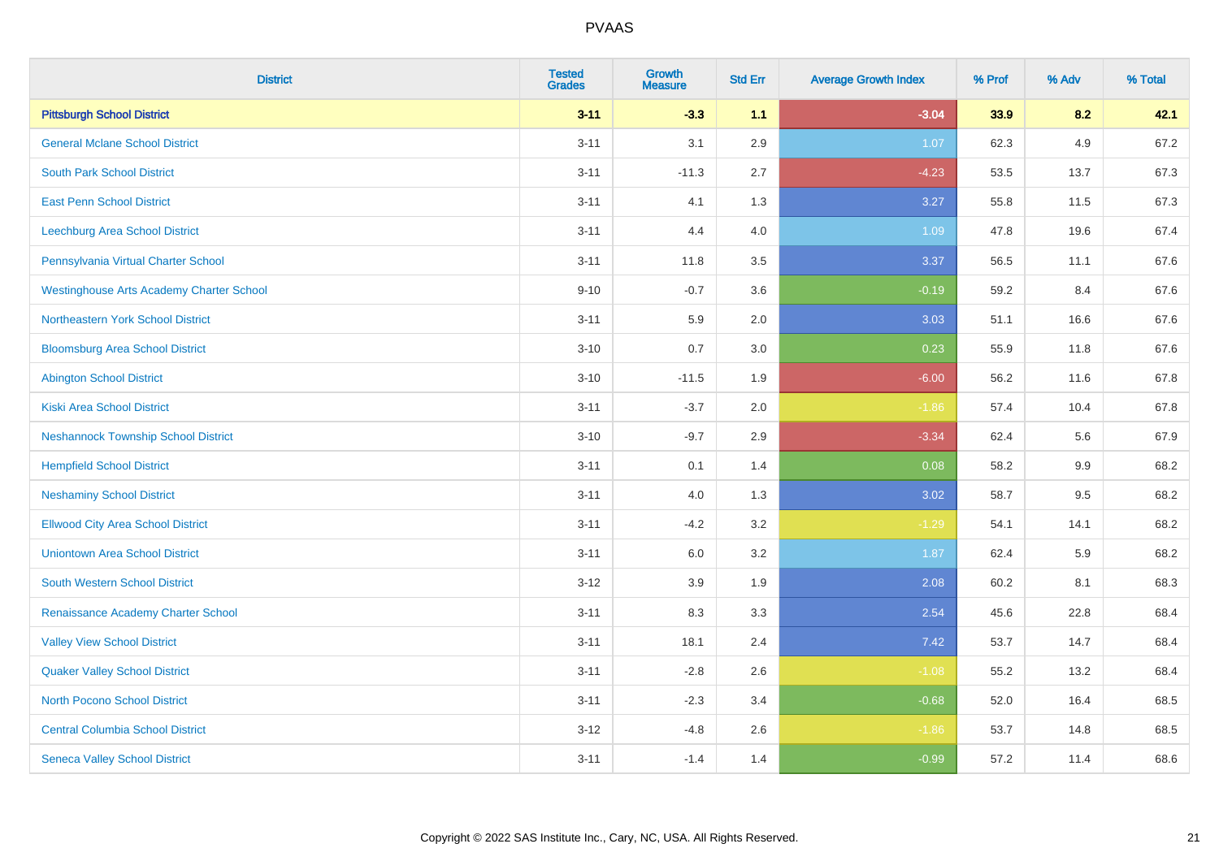# PVAAS

| District | Tested Grades | Growth Measure | Std Err | Average Growth Index | % Prof | % Adv | % Total |
|---|---|---|---|---|---|---|---|
| **Pittsburgh School District** | **3-11** | **-3.3** | **1.1** | **-3.04** | **33.9** | **8.2** | **42.1** |
| General Mclane School District | 3-11 | 3.1 | 2.9 | 1.07 | 62.3 | 4.9 | 67.2 |
| South Park School District | 3-11 | -11.3 | 2.7 | -4.23 | 53.5 | 13.7 | 67.3 |
| East Penn School District | 3-11 | 4.1 | 1.3 | 3.27 | 55.8 | 11.5 | 67.3 |
| Leechburg Area School District | 3-11 | 4.4 | 4.0 | 1.09 | 47.8 | 19.6 | 67.4 |
| Pennsylvania Virtual Charter School | 3-11 | 11.8 | 3.5 | 3.37 | 56.5 | 11.1 | 67.6 |
| Westinghouse Arts Academy Charter School | 9-10 | -0.7 | 3.6 | -0.19 | 59.2 | 8.4 | 67.6 |
| Northeastern York School District | 3-11 | 5.9 | 2.0 | 3.03 | 51.1 | 16.6 | 67.6 |
| Bloomsburg Area School District | 3-10 | 0.7 | 3.0 | 0.23 | 55.9 | 11.8 | 67.6 |
| Abington School District | 3-10 | -11.5 | 1.9 | -6.00 | 56.2 | 11.6 | 67.8 |
| Kiski Area School District | 3-11 | -3.7 | 2.0 | -1.86 | 57.4 | 10.4 | 67.8 |
| Neshannock Township School District | 3-10 | -9.7 | 2.9 | -3.34 | 62.4 | 5.6 | 67.9 |
| Hempfield School District | 3-11 | 0.1 | 1.4 | 0.08 | 58.2 | 9.9 | 68.2 |
| Neshaminy School District | 3-11 | 4.0 | 1.3 | 3.02 | 58.7 | 9.5 | 68.2 |
| Ellwood City Area School District | 3-11 | -4.2 | 3.2 | -1.29 | 54.1 | 14.1 | 68.2 |
| Uniontown Area School District | 3-11 | 6.0 | 3.2 | 1.87 | 62.4 | 5.9 | 68.2 |
| South Western School District | 3-12 | 3.9 | 1.9 | 2.08 | 60.2 | 8.1 | 68.3 |
| Renaissance Academy Charter School | 3-11 | 8.3 | 3.3 | 2.54 | 45.6 | 22.8 | 68.4 |
| Valley View School District | 3-11 | 18.1 | 2.4 | 7.42 | 53.7 | 14.7 | 68.4 |
| Quaker Valley School District | 3-11 | -2.8 | 2.6 | -1.08 | 55.2 | 13.2 | 68.4 |
| North Pocono School District | 3-11 | -2.3 | 3.4 | -0.68 | 52.0 | 16.4 | 68.5 |
| Central Columbia School District | 3-12 | -4.8 | 2.6 | -1.86 | 53.7 | 14.8 | 68.5 |
| Seneca Valley School District | 3-11 | -1.4 | 1.4 | -0.99 | 57.2 | 11.4 | 68.6 |

Copyright © 2022 SAS Institute Inc., Cary, NC, USA. All Rights Reserved.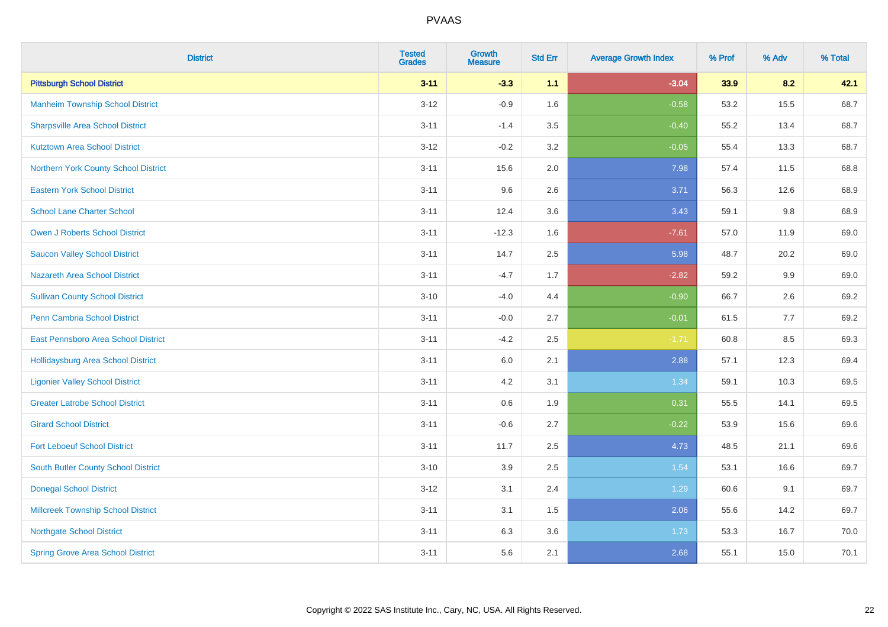PVAAS

| District | Tested Grades | Growth Measure | Std Err | Average Growth Index | % Prof | % Adv | % Total |
|---|---|---|---|---|---|---|---|
| **Pittsburgh School District** | **3-11** | **-3.3** | **1.1** | **-3.04** | **33.9** | **8.2** | **42.1** |
| Manheim Township School District | 3-12 | -0.9 | 1.6 | -0.58 | 53.2 | 15.5 | 68.7 |
| Sharpsville Area School District | 3-11 | -1.4 | 3.5 | -0.40 | 55.2 | 13.4 | 68.7 |
| Kutztown Area School District | 3-12 | -0.2 | 3.2 | -0.05 | 55.4 | 13.3 | 68.7 |
| Northern York County School District | 3-11 | 15.6 | 2.0 | 7.98 | 57.4 | 11.5 | 68.8 |
| Eastern York School District | 3-11 | 9.6 | 2.6 | 3.71 | 56.3 | 12.6 | 68.9 |
| School Lane Charter School | 3-11 | 12.4 | 3.6 | 3.43 | 59.1 | 9.8 | 68.9 |
| Owen J Roberts School District | 3-11 | -12.3 | 1.6 | -7.61 | 57.0 | 11.9 | 69.0 |
| Saucon Valley School District | 3-11 | 14.7 | 2.5 | 5.98 | 48.7 | 20.2 | 69.0 |
| Nazareth Area School District | 3-11 | -4.7 | 1.7 | -2.82 | 59.2 | 9.9 | 69.0 |
| Sullivan County School District | 3-10 | -4.0 | 4.4 | -0.90 | 66.7 | 2.6 | 69.2 |
| Penn Cambria School District | 3-11 | -0.0 | 2.7 | -0.01 | 61.5 | 7.7 | 69.2 |
| East Pennsboro Area School District | 3-11 | -4.2 | 2.5 | -1.71 | 60.8 | 8.5 | 69.3 |
| Hollidaysburg Area School District | 3-11 | 6.0 | 2.1 | 2.88 | 57.1 | 12.3 | 69.4 |
| Ligonier Valley School District | 3-11 | 4.2 | 3.1 | 1.34 | 59.1 | 10.3 | 69.5 |
| Greater Latrobe School District | 3-11 | 0.6 | 1.9 | 0.31 | 55.5 | 14.1 | 69.5 |
| Girard School District | 3-11 | -0.6 | 2.7 | -0.22 | 53.9 | 15.6 | 69.6 |
| Fort Leboeuf School District | 3-11 | 11.7 | 2.5 | 4.73 | 48.5 | 21.1 | 69.6 |
| South Butler County School District | 3-10 | 3.9 | 2.5 | 1.54 | 53.1 | 16.6 | 69.7 |
| Donegal School District | 3-12 | 3.1 | 2.4 | 1.29 | 60.6 | 9.1 | 69.7 |
| Millcreek Township School District | 3-11 | 3.1 | 1.5 | 2.06 | 55.6 | 14.2 | 69.7 |
| Northgate School District | 3-11 | 6.3 | 3.6 | 1.73 | 53.3 | 16.7 | 70.0 |
| Spring Grove Area School District | 3-11 | 5.6 | 2.1 | 2.68 | 55.1 | 15.0 | 70.1 |

Copyright © 2022 SAS Institute Inc., Cary, NC, USA. All Rights Reserved.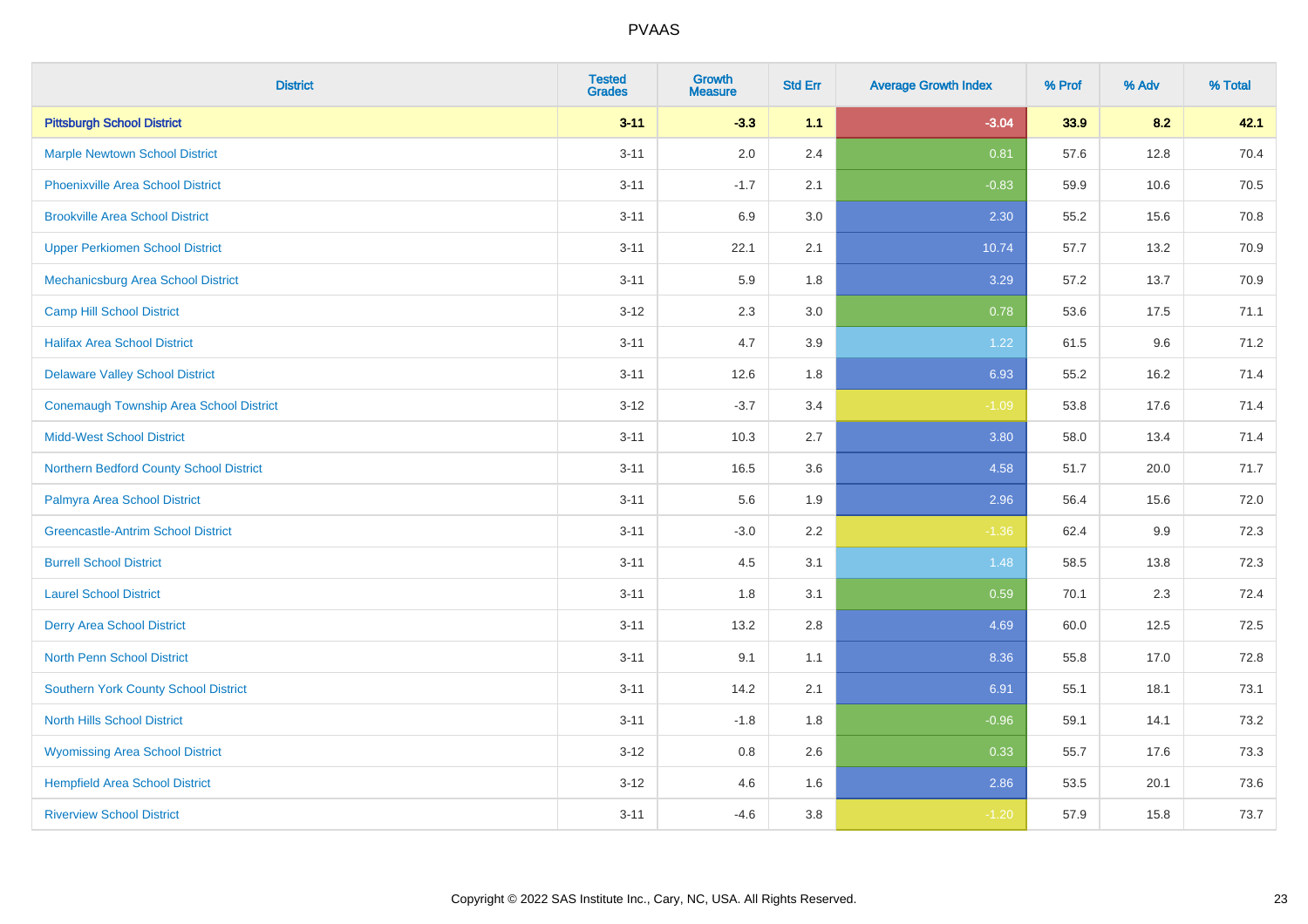PVAAS

| District | Tested Grades | Growth Measure | Std Err | Average Growth Index | % Prof | % Adv | % Total |
|---|---|---|---|---|---|---|---|
| **Pittsburgh School District** | **3-11** | **-3.3** | **1.1** | **-3.04** | **33.9** | **8.2** | **42.1** |
| Marple Newtown School District | 3-11 | 2.0 | 2.4 | 0.81 | 57.6 | 12.8 | 70.4 |
| Phoenixville Area School District | 3-11 | -1.7 | 2.1 | -0.83 | 59.9 | 10.6 | 70.5 |
| Brookville Area School District | 3-11 | 6.9 | 3.0 | 2.30 | 55.2 | 15.6 | 70.8 |
| Upper Perkiomen School District | 3-11 | 22.1 | 2.1 | 10.74 | 57.7 | 13.2 | 70.9 |
| Mechanicsburg Area School District | 3-11 | 5.9 | 1.8 | 3.29 | 57.2 | 13.7 | 70.9 |
| Camp Hill School District | 3-12 | 2.3 | 3.0 | 0.78 | 53.6 | 17.5 | 71.1 |
| Halifax Area School District | 3-11 | 4.7 | 3.9 | 1.22 | 61.5 | 9.6 | 71.2 |
| Delaware Valley School District | 3-11 | 12.6 | 1.8 | 6.93 | 55.2 | 16.2 | 71.4 |
| Conemaugh Township Area School District | 3-12 | -3.7 | 3.4 | -1.09 | 53.8 | 17.6 | 71.4 |
| Midd-West School District | 3-11 | 10.3 | 2.7 | 3.80 | 58.0 | 13.4 | 71.4 |
| Northern Bedford County School District | 3-11 | 16.5 | 3.6 | 4.58 | 51.7 | 20.0 | 71.7 |
| Palmyra Area School District | 3-11 | 5.6 | 1.9 | 2.96 | 56.4 | 15.6 | 72.0 |
| Greencastle-Antrim School District | 3-11 | -3.0 | 2.2 | -1.36 | 62.4 | 9.9 | 72.3 |
| Burrell School District | 3-11 | 4.5 | 3.1 | 1.48 | 58.5 | 13.8 | 72.3 |
| Laurel School District | 3-11 | 1.8 | 3.1 | 0.59 | 70.1 | 2.3 | 72.4 |
| Derry Area School District | 3-11 | 13.2 | 2.8 | 4.69 | 60.0 | 12.5 | 72.5 |
| North Penn School District | 3-11 | 9.1 | 1.1 | 8.36 | 55.8 | 17.0 | 72.8 |
| Southern York County School District | 3-11 | 14.2 | 2.1 | 6.91 | 55.1 | 18.1 | 73.1 |
| North Hills School District | 3-11 | -1.8 | 1.8 | -0.96 | 59.1 | 14.1 | 73.2 |
| Wyomissing Area School District | 3-12 | 0.8 | 2.6 | 0.33 | 55.7 | 17.6 | 73.3 |
| Hempfield Area School District | 3-12 | 4.6 | 1.6 | 2.86 | 53.5 | 20.1 | 73.6 |
| Riverview School District | 3-11 | -4.6 | 3.8 | -1.20 | 57.9 | 15.8 | 73.7 |

Copyright © 2022 SAS Institute Inc., Cary, NC, USA. All Rights Reserved.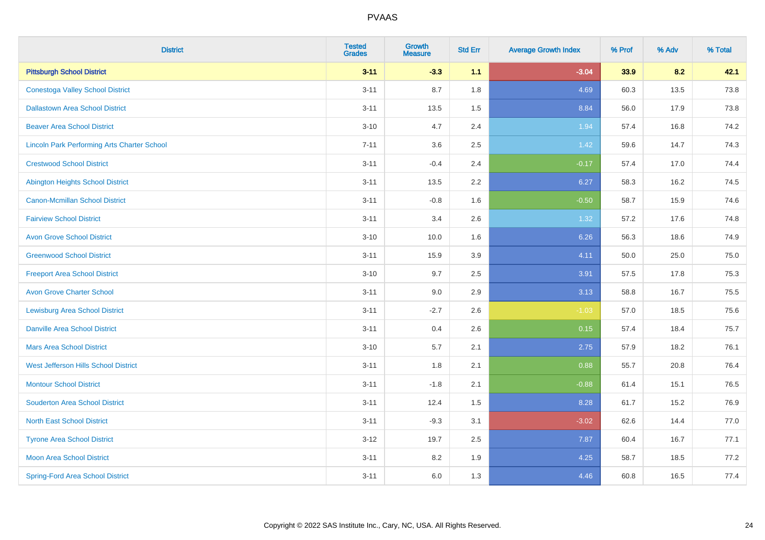# PVAAS

| District | Tested Grades | Growth Measure | Std Err | Average Growth Index | % Prof | % Adv | % Total |
|---|---|---|---|---|---|---|---|
| **Pittsburgh School District** | **3-11** | **-3.3** | **1.1** | **-3.04** | **33.9** | **8.2** | **42.1** |
| Conestoga Valley School District | 3-11 | 8.7 | 1.8 | 4.69 | 60.3 | 13.5 | 73.8 |
| Dallastown Area School District | 3-11 | 13.5 | 1.5 | 8.84 | 56.0 | 17.9 | 73.8 |
| Beaver Area School District | 3-10 | 4.7 | 2.4 | 1.94 | 57.4 | 16.8 | 74.2 |
| Lincoln Park Performing Arts Charter School | 7-11 | 3.6 | 2.5 | 1.42 | 59.6 | 14.7 | 74.3 |
| Crestwood School District | 3-11 | -0.4 | 2.4 | -0.17 | 57.4 | 17.0 | 74.4 |
| Abington Heights School District | 3-11 | 13.5 | 2.2 | 6.27 | 58.3 | 16.2 | 74.5 |
| Canon-Mcmillan School District | 3-11 | -0.8 | 1.6 | -0.50 | 58.7 | 15.9 | 74.6 |
| Fairview School District | 3-11 | 3.4 | 2.6 | 1.32 | 57.2 | 17.6 | 74.8 |
| Avon Grove School District | 3-10 | 10.0 | 1.6 | 6.26 | 56.3 | 18.6 | 74.9 |
| Greenwood School District | 3-11 | 15.9 | 3.9 | 4.11 | 50.0 | 25.0 | 75.0 |
| Freeport Area School District | 3-10 | 9.7 | 2.5 | 3.91 | 57.5 | 17.8 | 75.3 |
| Avon Grove Charter School | 3-11 | 9.0 | 2.9 | 3.13 | 58.8 | 16.7 | 75.5 |
| Lewisburg Area School District | 3-11 | -2.7 | 2.6 | -1.03 | 57.0 | 18.5 | 75.6 |
| Danville Area School District | 3-11 | 0.4 | 2.6 | 0.15 | 57.4 | 18.4 | 75.7 |
| Mars Area School District | 3-10 | 5.7 | 2.1 | 2.75 | 57.9 | 18.2 | 76.1 |
| West Jefferson Hills School District | 3-11 | 1.8 | 2.1 | 0.88 | 55.7 | 20.8 | 76.4 |
| Montour School District | 3-11 | -1.8 | 2.1 | -0.88 | 61.4 | 15.1 | 76.5 |
| Souderton Area School District | 3-11 | 12.4 | 1.5 | 8.28 | 61.7 | 15.2 | 76.9 |
| North East School District | 3-11 | -9.3 | 3.1 | -3.02 | 62.6 | 14.4 | 77.0 |
| Tyrone Area School District | 3-12 | 19.7 | 2.5 | 7.87 | 60.4 | 16.7 | 77.1 |
| Moon Area School District | 3-11 | 8.2 | 1.9 | 4.25 | 58.7 | 18.5 | 77.2 |
| Spring-Ford Area School District | 3-11 | 6.0 | 1.3 | 4.46 | 60.8 | 16.5 | 77.4 |

Copyright © 2022 SAS Institute Inc., Cary, NC, USA. All Rights Reserved.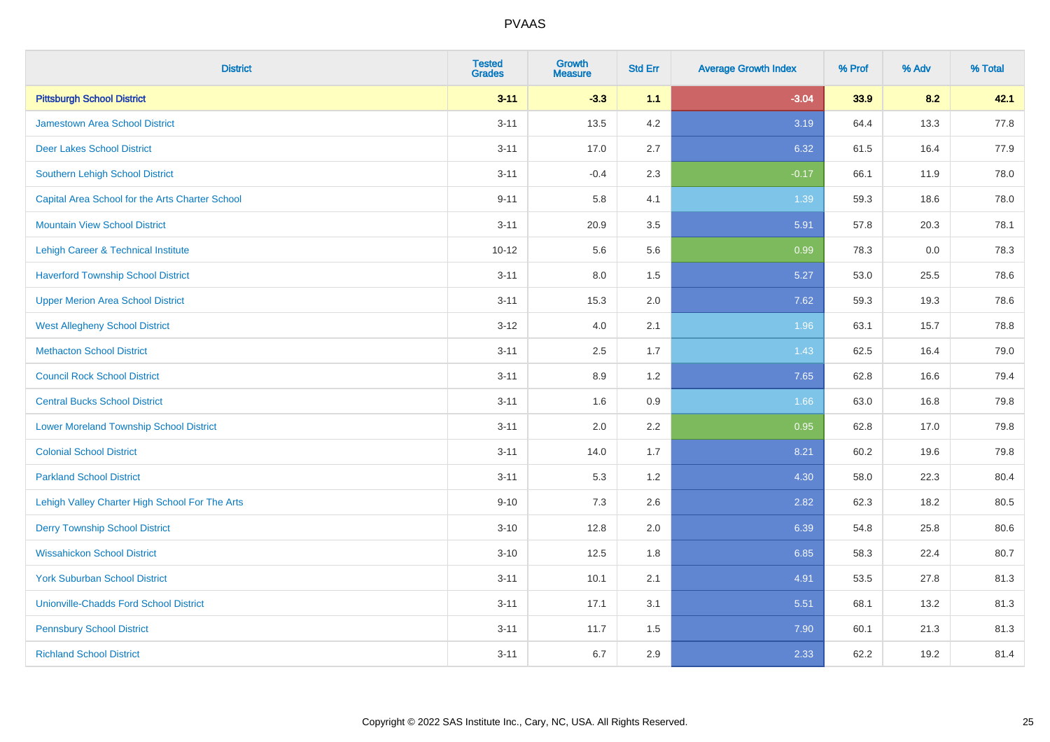# PVAAS

| District | Tested Grades | Growth Measure | Std Err | Average Growth Index | % Prof | % Adv | % Total |
|---|---|---|---|---|---|---|---|
| **Pittsburgh School District** | **3-11** | **-3.3** | **1.1** | **-3.04** | **33.9** | **8.2** | **42.1** |
| Jamestown Area School District | 3-11 | 13.5 | 4.2 | 3.19 | 64.4 | 13.3 | 77.8 |
| Deer Lakes School District | 3-11 | 17.0 | 2.7 | 6.32 | 61.5 | 16.4 | 77.9 |
| Southern Lehigh School District | 3-11 | -0.4 | 2.3 | -0.17 | 66.1 | 11.9 | 78.0 |
| Capital Area School for the Arts Charter School | 9-11 | 5.8 | 4.1 | 1.39 | 59.3 | 18.6 | 78.0 |
| Mountain View School District | 3-11 | 20.9 | 3.5 | 5.91 | 57.8 | 20.3 | 78.1 |
| Lehigh Career & Technical Institute | 10-12 | 5.6 | 5.6 | 0.99 | 78.3 | 0.0 | 78.3 |
| Haverford Township School District | 3-11 | 8.0 | 1.5 | 5.27 | 53.0 | 25.5 | 78.6 |
| Upper Merion Area School District | 3-11 | 15.3 | 2.0 | 7.62 | 59.3 | 19.3 | 78.6 |
| West Allegheny School District | 3-12 | 4.0 | 2.1 | 1.96 | 63.1 | 15.7 | 78.8 |
| Methacton School District | 3-11 | 2.5 | 1.7 | 1.43 | 62.5 | 16.4 | 79.0 |
| Council Rock School District | 3-11 | 8.9 | 1.2 | 7.65 | 62.8 | 16.6 | 79.4 |
| Central Bucks School District | 3-11 | 1.6 | 0.9 | 1.66 | 63.0 | 16.8 | 79.8 |
| Lower Moreland Township School District | 3-11 | 2.0 | 2.2 | 0.95 | 62.8 | 17.0 | 79.8 |
| Colonial School District | 3-11 | 14.0 | 1.7 | 8.21 | 60.2 | 19.6 | 79.8 |
| Parkland School District | 3-11 | 5.3 | 1.2 | 4.30 | 58.0 | 22.3 | 80.4 |
| Lehigh Valley Charter High School For The Arts | 9-10 | 7.3 | 2.6 | 2.82 | 62.3 | 18.2 | 80.5 |
| Derry Township School District | 3-10 | 12.8 | 2.0 | 6.39 | 54.8 | 25.8 | 80.6 |
| Wissahickon School District | 3-10 | 12.5 | 1.8 | 6.85 | 58.3 | 22.4 | 80.7 |
| York Suburban School District | 3-11 | 10.1 | 2.1 | 4.91 | 53.5 | 27.8 | 81.3 |
| Unionville-Chadds Ford School District | 3-11 | 17.1 | 3.1 | 5.51 | 68.1 | 13.2 | 81.3 |
| Pennsbury School District | 3-11 | 11.7 | 1.5 | 7.90 | 60.1 | 21.3 | 81.3 |
| Richland School District | 3-11 | 6.7 | 2.9 | 2.33 | 62.2 | 19.2 | 81.4 |

Copyright © 2022 SAS Institute Inc., Cary, NC, USA. All Rights Reserved.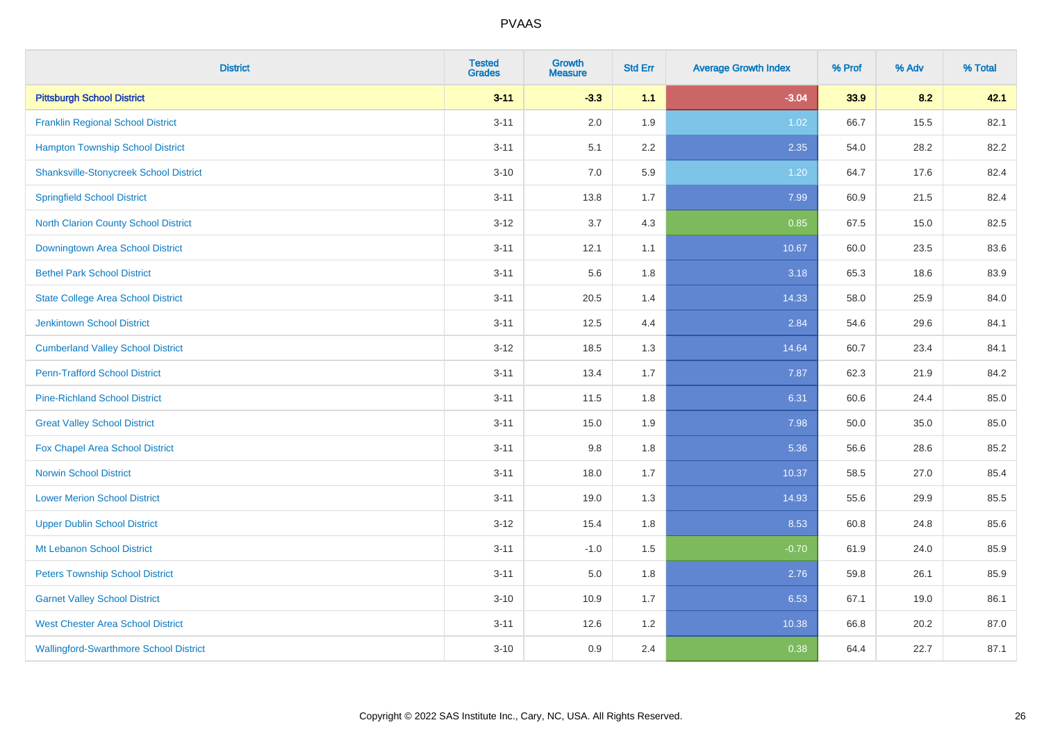| District | Tested Grades | Growth Measure | Std Err | Average Growth Index | % Prof | % Adv | % Total |
|---|---|---|---|---|---|---|---|
| **Pittsburgh School District** | **3-11** | **-3.3** | **1.1** | **-3.04** | **33.9** | **8.2** | **42.1** |
| Franklin Regional School District | 3-11 | 2.0 | 1.9 | 1.02 | 66.7 | 15.5 | 82.1 |
| Hampton Township School District | 3-11 | 5.1 | 2.2 | 2.35 | 54.0 | 28.2 | 82.2 |
| Shanksville-Stonycreek School District | 3-10 | 7.0 | 5.9 | 1.20 | 64.7 | 17.6 | 82.4 |
| Springfield School District | 3-11 | 13.8 | 1.7 | 7.99 | 60.9 | 21.5 | 82.4 |
| North Clarion County School District | 3-12 | 3.7 | 4.3 | 0.85 | 67.5 | 15.0 | 82.5 |
| Downingtown Area School District | 3-11 | 12.1 | 1.1 | 10.67 | 60.0 | 23.5 | 83.6 |
| Bethel Park School District | 3-11 | 5.6 | 1.8 | 3.18 | 65.3 | 18.6 | 83.9 |
| State College Area School District | 3-11 | 20.5 | 1.4 | 14.33 | 58.0 | 25.9 | 84.0 |
| Jenkintown School District | 3-11 | 12.5 | 4.4 | 2.84 | 54.6 | 29.6 | 84.1 |
| Cumberland Valley School District | 3-12 | 18.5 | 1.3 | 14.64 | 60.7 | 23.4 | 84.1 |
| Penn-Trafford School District | 3-11 | 13.4 | 1.7 | 7.87 | 62.3 | 21.9 | 84.2 |
| Pine-Richland School District | 3-11 | 11.5 | 1.8 | 6.31 | 60.6 | 24.4 | 85.0 |
| Great Valley School District | 3-11 | 15.0 | 1.9 | 7.98 | 50.0 | 35.0 | 85.0 |
| Fox Chapel Area School District | 3-11 | 9.8 | 1.8 | 5.36 | 56.6 | 28.6 | 85.2 |
| Norwin School District | 3-11 | 18.0 | 1.7 | 10.37 | 58.5 | 27.0 | 85.4 |
| Lower Merion School District | 3-11 | 19.0 | 1.3 | 14.93 | 55.6 | 29.9 | 85.5 |
| Upper Dublin School District | 3-12 | 15.4 | 1.8 | 8.53 | 60.8 | 24.8 | 85.6 |
| Mt Lebanon School District | 3-11 | -1.0 | 1.5 | -0.70 | 61.9 | 24.0 | 85.9 |
| Peters Township School District | 3-11 | 5.0 | 1.8 | 2.76 | 59.8 | 26.1 | 85.9 |
| Garnet Valley School District | 3-10 | 10.9 | 1.7 | 6.53 | 67.1 | 19.0 | 86.1 |
| West Chester Area School District | 3-11 | 12.6 | 1.2 | 10.38 | 66.8 | 20.2 | 87.0 |
| Wallingford-Swarthmore School District | 3-10 | 0.9 | 2.4 | 0.38 | 64.4 | 22.7 | 87.1 |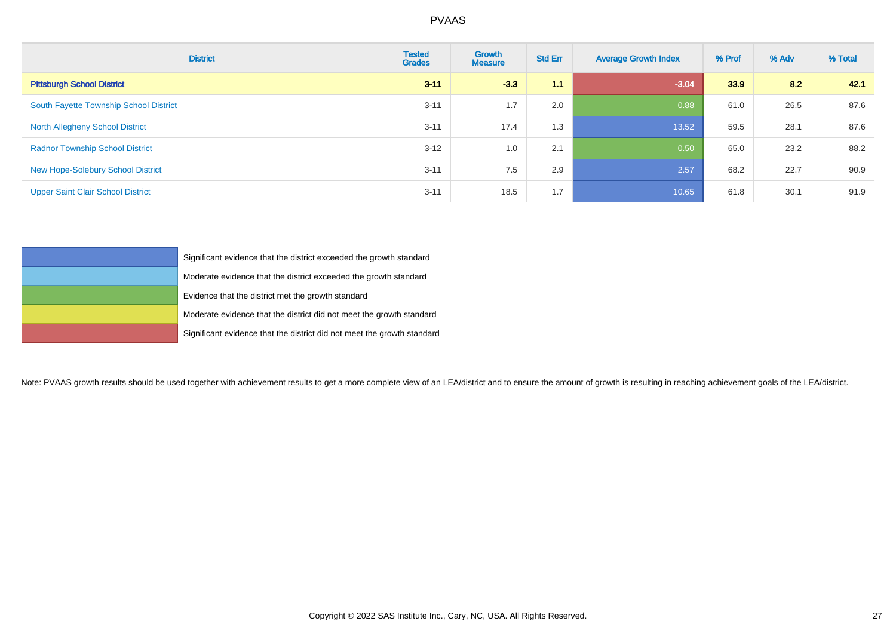# PVAAS

| District | Tested Grades | Growth Measure | Std Err | Average Growth Index | % Prof | % Adv | % Total |
|---|---|---|---|---|---|---|---|
| **Pittsburgh School District** | **3-11** | **-3.3** | **1.1** | **-3.04** | **33.9** | **8.2** | **42.1** |
| South Fayette Township School District | 3-11 | 1.7 | 2.0 | 0.88 | 61.0 | 26.5 | 87.6 |
| North Allegheny School District | 3-11 | 17.4 | 1.3 | 13.52 | 59.5 | 28.1 | 87.6 |
| Radnor Township School District | 3-12 | 1.0 | 2.1 | 0.50 | 65.0 | 23.2 | 88.2 |
| New Hope-Solebury School District | 3-11 | 7.5 | 2.9 | 2.57 | 68.2 | 22.7 | 90.9 |
| Upper Saint Clair School District | 3-11 | 18.5 | 1.7 | 10.65 | 61.8 | 30.1 | 91.9 |

Significant evidence that the district exceeded the growth standard

Moderate evidence that the district exceeded the growth standard

Evidence that the district met the growth standard

Moderate evidence that the district did not meet the growth standard

Significant evidence that the district did not meet the growth standard

Note: PVAAS growth results should be used together with achievement results to get a more complete view of an LEA/district and to ensure the amount of growth is resulting in reaching achievement goals of the LEA/district.

Copyright © 2022 SAS Institute Inc., Cary, NC, USA. All Rights Reserved.